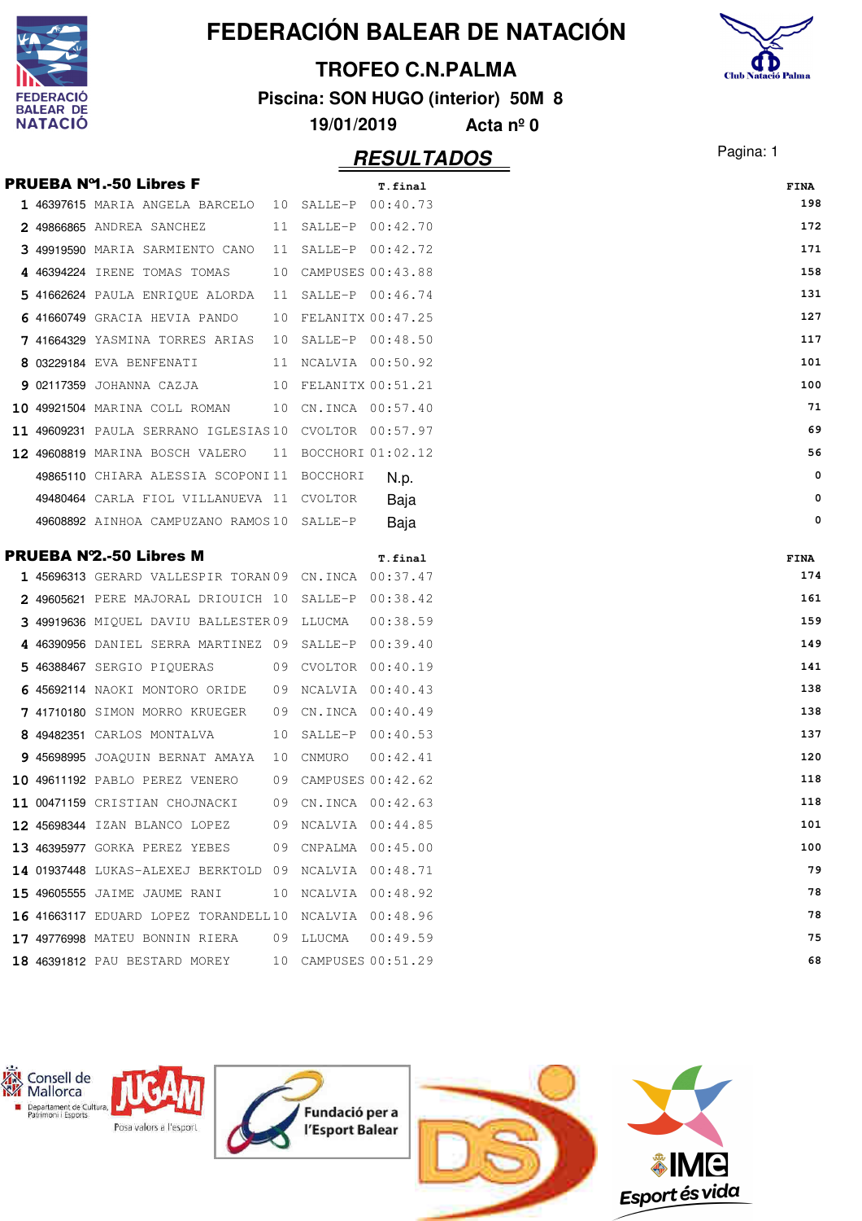# FEDERACIÓN BALEAR DE NATACIÓN

## TROFEO C.N.PALMA

**Piscina: SON HUGO (interior) 50M 8**

**19/01/2019 Acta nº 0**

## RESULTADOS

### PRUEBA Nº1.-50 Libres F

| Pos | Licencia | Nombre | Año | Club | T.final | FINA |
|---|---|---|---|---|---|---|
| 1 | 46397615 | MARIA ANGELA BARCELO | 10 | SALLE-P | 00:40.73 | 198 |
| 2 | 49866865 | ANDREA SANCHEZ | 11 | SALLE-P | 00:42.70 | 172 |
| 3 | 49919590 | MARIA SARMIENTO CANO | 11 | SALLE-P | 00:42.72 | 171 |
| 4 | 46394224 | IRENE TOMAS TOMAS | 10 | CAMPUSES | 00:43.88 | 158 |
| 5 | 41662624 | PAULA ENRIQUE ALORDA | 11 | SALLE-P | 00:46.74 | 131 |
| 6 | 41660749 | GRACIA HEVIA PANDO | 10 | FELANITX | 00:47.25 | 127 |
| 7 | 41664329 | YASMINA TORRES ARIAS | 10 | SALLE-P | 00:48.50 | 117 |
| 8 | 03229184 | EVA BENFENATI | 11 | NCALVIA | 00:50.92 | 101 |
| 9 | 02117359 | JOHANNA CAZJA | 10 | FELANITX | 00:51.21 | 100 |
| 10 | 49921504 | MARINA COLL ROMAN | 10 | CN.INCA | 00:57.40 | 71 |
| 11 | 49609231 | PAULA SERRANO IGLESIAS | 10 | CVOLTOR | 00:57.97 | 69 |
| 12 | 49608819 | MARINA BOSCH VALERO | 11 | BOCCHORI | 01:02.12 | 56 |
| | 49865110 | CHIARA ALESSIA SCOPONI | 11 | BOCCHORI | N.p. | 0 |
| | 49480464 | CARLA FIOL VILLANUEVA | 11 | CVOLTOR | Baja | 0 |
| | 49608892 | AINHOA CAMPUZANO RAMOS | 10 | SALLE-P | Baja | 0 |

### PRUEBA Nº2.-50 Libres M

| Pos | Licencia | Nombre | Año | Club | T.final | FINA |
|---|---|---|---|---|---|---|
| 1 | 45696313 | GERARD VALLESPIR TORAN | 09 | CN.INCA | 00:37.47 | 174 |
| 2 | 49605621 | PERE MAJORAL DRIOUICH | 10 | SALLE-P | 00:38.42 | 161 |
| 3 | 49919636 | MIQUEL DAVIU BALLESTER | 09 | LLUCMA | 00:38.59 | 159 |
| 4 | 46390956 | DANIEL SERRA MARTINEZ | 09 | SALLE-P | 00:39.40 | 149 |
| 5 | 46388467 | SERGIO PIQUERAS | 09 | CVOLTOR | 00:40.19 | 141 |
| 6 | 45692114 | NAOKI MONTORO ORIDE | 09 | NCALVIA | 00:40.43 | 138 |
| 7 | 41710180 | SIMON MORRO KRUEGER | 09 | CN.INCA | 00:40.49 | 138 |
| 8 | 49482351 | CARLOS MONTALVA | 10 | SALLE-P | 00:40.53 | 137 |
| 9 | 45698995 | JOAQUIN BERNAT AMAYA | 10 | CNMURO | 00:42.41 | 120 |
| 10 | 49611192 | PABLO PEREZ VENERO | 09 | CAMPUSES | 00:42.62 | 118 |
| 11 | 00471159 | CRISTIAN CHOJNACKI | 09 | CN.INCA | 00:42.63 | 118 |
| 12 | 45698344 | IZAN BLANCO LOPEZ | 09 | NCALVIA | 00:44.85 | 101 |
| 13 | 46395977 | GORKA PEREZ YEBES | 09 | CNPALMA | 00:45.00 | 100 |
| 14 | 01937448 | LUKAS-ALEXEJ BERKTOLD | 09 | NCALVIA | 00:48.71 | 79 |
| 15 | 49605555 | JAIME JAUME RANI | 10 | NCALVIA | 00:48.92 | 78 |
| 16 | 41663117 | EDUARD LOPEZ TORANDELL | 10 | NCALVIA | 00:48.96 | 78 |
| 17 | 49776998 | MATEU BONNIN RIERA | 09 | LLUCMA | 00:49.59 | 75 |
| 18 | 46391812 | PAU BESTARD MOREY | 10 | CAMPUSES | 00:51.29 | 68 |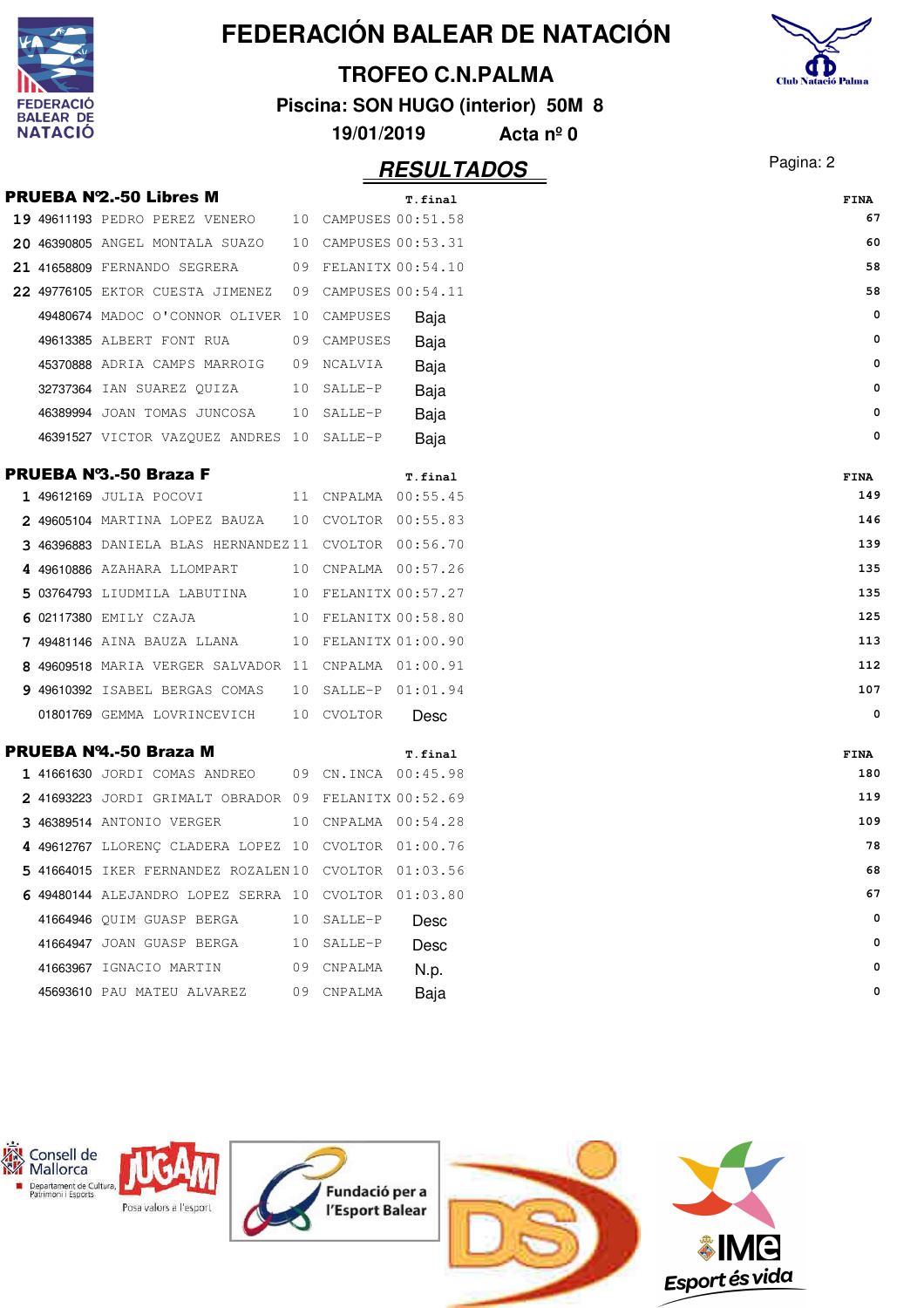# FEDERACIÓN BALEAR DE NATACIÓN

## TROFEO C.N.PALMA

**Piscina: SON HUGO (interior) 50M 8**

**19/01/2019 Acta nº 0**

## RESULTADOS

### PRUEBA Nº2.-50 Libres M

| Pos | Licencia | Nombre | Año | Club | T.final | FINA |
|---|---|---|---|---|---|---|
| 19 | 49611193 | PEDRO PEREZ VENERO | 10 | CAMPUSES | 00:51.58 | 67 |
| 20 | 46390805 | ANGEL MONTALA SUAZO | 10 | CAMPUSES | 00:53.31 | 60 |
| 21 | 41658809 | FERNANDO SEGRERA | 09 | FELANITX | 00:54.10 | 58 |
| 22 | 49776105 | EKTOR CUESTA JIMENEZ | 09 | CAMPUSES | 00:54.11 | 58 |
| | 49480674 | MADOC O'CONNOR OLIVER | 10 | CAMPUSES | Baja | 0 |
| | 49613385 | ALBERT FONT RUA | 09 | CAMPUSES | Baja | 0 |
| | 45370888 | ADRIA CAMPS MARROIG | 09 | NCALVIA | Baja | 0 |
| | 32737364 | IAN SUAREZ QUIZA | 10 | SALLE-P | Baja | 0 |
| | 46389994 | JOAN TOMAS JUNCOSA | 10 | SALLE-P | Baja | 0 |
| | 46391527 | VICTOR VAZQUEZ ANDRES | 10 | SALLE-P | Baja | 0 |

### PRUEBA Nº3.-50 Braza F

| Pos | Licencia | Nombre | Año | Club | T.final | FINA |
|---|---|---|---|---|---|---|
| 1 | 49612169 | JULIA POCOVI | 11 | CNPALMA | 00:55.45 | 149 |
| 2 | 49605104 | MARTINA LOPEZ BAUZA | 10 | CVOLTOR | 00:55.83 | 146 |
| 3 | 46396883 | DANIELA BLAS HERNANDEZ | 11 | CVOLTOR | 00:56.70 | 139 |
| 4 | 49610886 | AZAHARA LLOMPART | 10 | CNPALMA | 00:57.26 | 135 |
| 5 | 03764793 | LIUDMILA LABUTINA | 10 | FELANITX | 00:57.27 | 135 |
| 6 | 02117380 | EMILY CZAJA | 10 | FELANITX | 00:58.80 | 125 |
| 7 | 49481146 | AINA BAUZA LLANA | 10 | FELANITX | 01:00.90 | 113 |
| 8 | 49609518 | MARIA VERGER SALVADOR | 11 | CNPALMA | 01:00.91 | 112 |
| 9 | 49610392 | ISABEL BERGAS COMAS | 10 | SALLE-P | 01:01.94 | 107 |
| | 01801769 | GEMMA LOVRINCEVICH | 10 | CVOLTOR | Desc | 0 |

### PRUEBA Nº4.-50 Braza M

| Pos | Licencia | Nombre | Año | Club | T.final | FINA |
|---|---|---|---|---|---|---|
| 1 | 41661630 | JORDI COMAS ANDREO | 09 | CN.INCA | 00:45.98 | 180 |
| 2 | 41693223 | JORDI GRIMALT OBRADOR | 09 | FELANITX | 00:52.69 | 119 |
| 3 | 46389514 | ANTONIO VERGER | 10 | CNPALMA | 00:54.28 | 109 |
| 4 | 49612767 | LLORENÇ CLADERA LOPEZ | 10 | CVOLTOR | 01:00.76 | 78 |
| 5 | 41664015 | IKER FERNANDEZ ROZALEN | 10 | CVOLTOR | 01:03.56 | 68 |
| 6 | 49480144 | ALEJANDRO LOPEZ SERRA | 10 | CVOLTOR | 01:03.80 | 67 |
| | 41664946 | QUIM GUASP BERGA | 10 | SALLE-P | Desc | 0 |
| | 41664947 | JOAN GUASP BERGA | 10 | SALLE-P | Desc | 0 |
| | 41663967 | IGNACIO MARTIN | 09 | CNPALMA | N.p. | 0 |
| | 45693610 | PAU MATEU ALVAREZ | 09 | CNPALMA | Baja | 0 |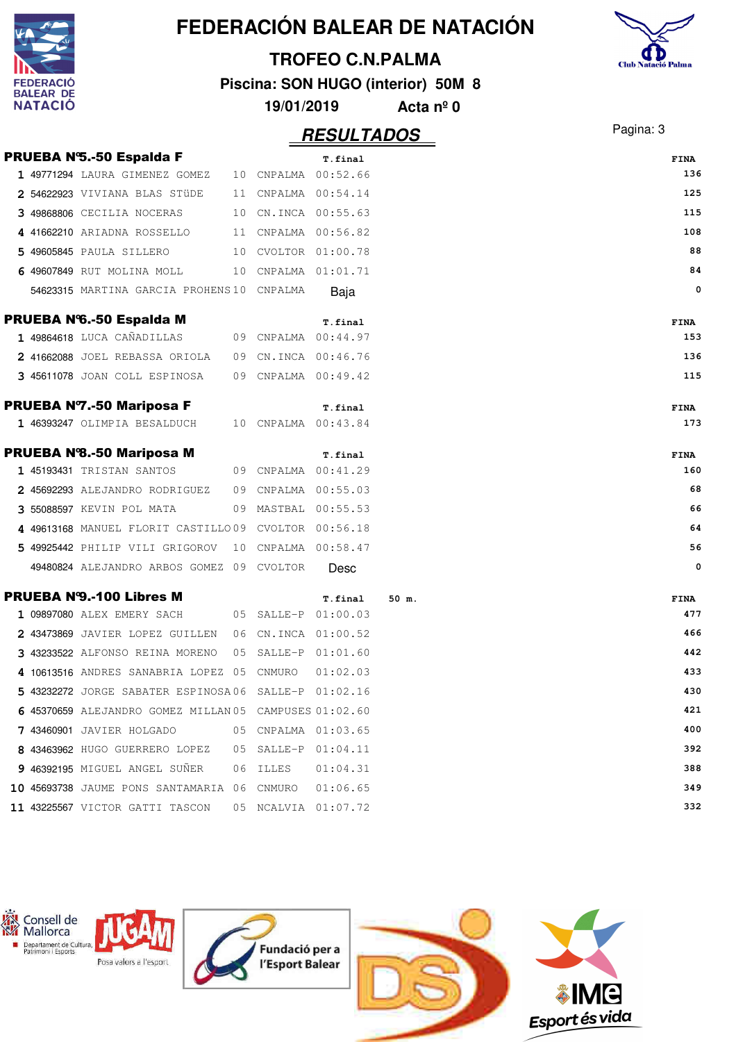# FEDERACIÓN BALEAR DE NATACIÓN

## TROFEO C.N.PALMA

**Piscina: SON HUGO (interior) 50M 8**

**19/01/2019 Acta nº 0**

## RESULTADOS

### PRUEBA Nº5.-50 Espalda F

| | | | | | T.final | FINA |
|---|---|---|---|---|---|---|
| 1 | 49771294 | LAURA GIMENEZ GOMEZ | 10 | CNPALMA | 00:52.66 | 136 |
| 2 | 54622923 | VIVIANA BLAS STüDE | 11 | CNPALMA | 00:54.14 | 125 |
| 3 | 49868806 | CECILIA NOCERAS | 10 | CN.INCA | 00:55.63 | 115 |
| 4 | 41662210 | ARIADNA ROSSELLO | 11 | CNPALMA | 00:56.82 | 108 |
| 5 | 49605845 | PAULA SILLERO | 10 | CVOLTOR | 01:00.78 | 88 |
| 6 | 49607849 | RUT MOLINA MOLL | 10 | CNPALMA | 01:01.71 | 84 |
| | 54623315 | MARTINA GARCIA PROHENS | 10 | CNPALMA | Baja | 0 |

### PRUEBA Nº6.-50 Espalda M

| | | | | | T.final | FINA |
|---|---|---|---|---|---|---|
| 1 | 49864618 | LUCA CAÑADILLAS | 09 | CNPALMA | 00:44.97 | 153 |
| 2 | 41662088 | JOEL REBASSA ORIOLA | 09 | CN.INCA | 00:46.76 | 136 |
| 3 | 45611078 | JOAN COLL ESPINOSA | 09 | CNPALMA | 00:49.42 | 115 |

### PRUEBA Nº7.-50 Mariposa F

| | | | | | T.final | FINA |
|---|---|---|---|---|---|---|
| 1 | 46393247 | OLIMPIA BESALDUCH | 10 | CNPALMA | 00:43.84 | 173 |

### PRUEBA Nº8.-50 Mariposa M

| | | | | | T.final | FINA |
|---|---|---|---|---|---|---|
| 1 | 45193431 | TRISTAN SANTOS | 09 | CNPALMA | 00:41.29 | 160 |
| 2 | 45692293 | ALEJANDRO RODRIGUEZ | 09 | CNPALMA | 00:55.03 | 68 |
| 3 | 55088597 | KEVIN POL MATA | 09 | MASTBAL | 00:55.53 | 66 |
| 4 | 49613168 | MANUEL FLORIT CASTILLO | 09 | CVOLTOR | 00:56.18 | 64 |
| 5 | 49925442 | PHILIP VILI GRIGOROV | 10 | CNPALMA | 00:58.47 | 56 |
| | 49480824 | ALEJANDRO ARBOS GOMEZ | 09 | CVOLTOR | Desc | 0 |

### PRUEBA Nº9.-100 Libres M

| | | | | | T.final | 50 m. | FINA |
|---|---|---|---|---|---|---|---|
| 1 | 09897080 | ALEX EMERY SACH | 05 | SALLE-P | 01:00.03 | | 477 |
| 2 | 43473869 | JAVIER LOPEZ GUILLEN | 06 | CN.INCA | 01:00.52 | | 466 |
| 3 | 43233522 | ALFONSO REINA MORENO | 05 | SALLE-P | 01:01.60 | | 442 |
| 4 | 10613516 | ANDRES SANABRIA LOPEZ | 05 | CNMURO | 01:02.03 | | 433 |
| 5 | 43232272 | JORGE SABATER ESPINOSA | 06 | SALLE-P | 01:02.16 | | 430 |
| 6 | 45370659 | ALEJANDRO GOMEZ MILLAN | 05 | CAMPUSES | 01:02.60 | | 421 |
| 7 | 43460901 | JAVIER HOLGADO | 05 | CNPALMA | 01:03.65 | | 400 |
| 8 | 43463962 | HUGO GUERRERO LOPEZ | 05 | SALLE-P | 01:04.11 | | 392 |
| 9 | 46392195 | MIGUEL ANGEL SUÑER | 06 | ILLES | 01:04.31 | | 388 |
| 10 | 45693738 | JAUME PONS SANTAMARIA | 06 | CNMURO | 01:06.65 | | 349 |
| 11 | 43225567 | VICTOR GATTI TASCON | 05 | NCALVIA | 01:07.72 | | 332 |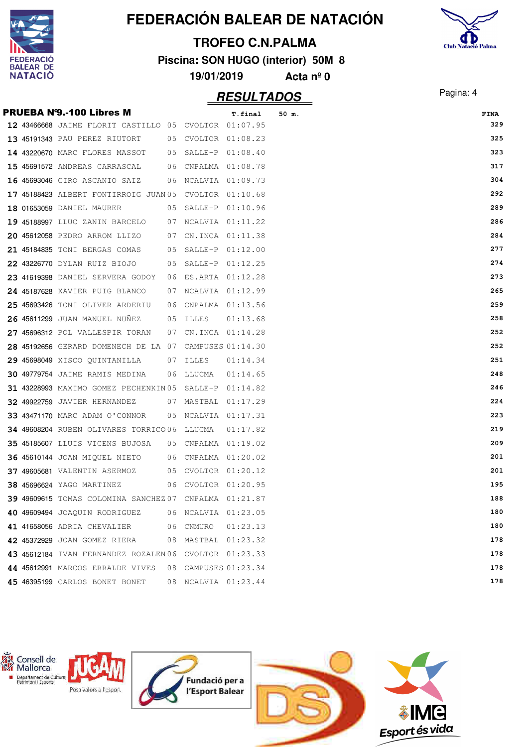# FEDERACIÓN BALEAR DE NATACIÓN

## TROFEO C.N.PALMA

**Piscina: SON HUGO (interior) 50M 8**

**19/01/2019 Acta nº 0**

## RESULTADOS

### PRUEBA Nº9.-100 Libres M

| | Licencia | Nombre | Año | Club | T.final | 50 m. | FINA |
|---|---|---|---|---|---|---|---|
| 12 | 43466668 | JAIME FLORIT CASTILLO | 05 | CVOLTOR | 01:07.95 | | 329 |
| 13 | 45191343 | PAU PEREZ RIUTORT | 05 | CVOLTOR | 01:08.23 | | 325 |
| 14 | 43220670 | MARC FLORES MASSOT | 05 | SALLE-P | 01:08.40 | | 323 |
| 15 | 45691572 | ANDREAS CARRASCAL | 06 | CNPALMA | 01:08.78 | | 317 |
| 16 | 45693046 | CIRO ASCANIO SAIZ | 06 | NCALVIA | 01:09.73 | | 304 |
| 17 | 45188423 | ALBERT FONTIRROIG JUAN | 05 | CVOLTOR | 01:10.68 | | 292 |
| 18 | 01653059 | DANIEL MAURER | 05 | SALLE-P | 01:10.96 | | 289 |
| 19 | 45188997 | LLUC ZANIN BARCELO | 07 | NCALVIA | 01:11.22 | | 286 |
| 20 | 45612058 | PEDRO ARROM LLIZO | 07 | CN.INCA | 01:11.38 | | 284 |
| 21 | 45184835 | TONI BERGAS COMAS | 05 | SALLE-P | 01:12.00 | | 277 |
| 22 | 43226770 | DYLAN RUIZ BIOJO | 05 | SALLE-P | 01:12.25 | | 274 |
| 23 | 41619398 | DANIEL SERVERA GODOY | 06 | ES.ARTA | 01:12.28 | | 273 |
| 24 | 45187628 | XAVIER PUIG BLANCO | 07 | NCALVIA | 01:12.99 | | 265 |
| 25 | 45693426 | TONI OLIVER ARDERIU | 06 | CNPALMA | 01:13.56 | | 259 |
| 26 | 45611299 | JUAN MANUEL NUÑEZ | 05 | ILLES | 01:13.68 | | 258 |
| 27 | 45696312 | POL VALLESPIR TORAN | 07 | CN.INCA | 01:14.28 | | 252 |
| 28 | 45192656 | GERARD DOMENECH DE LA | 07 | CAMPUSES | 01:14.30 | | 252 |
| 29 | 45698049 | XISCO QUINTANILLA | 07 | ILLES | 01:14.34 | | 251 |
| 30 | 49779754 | JAIME RAMIS MEDINA | 06 | LLUCMA | 01:14.65 | | 248 |
| 31 | 43228993 | MAXIMO GOMEZ PECHENKIN | 05 | SALLE-P | 01:14.82 | | 246 |
| 32 | 49922759 | JAVIER HERNANDEZ | 07 | MASTBAL | 01:17.29 | | 224 |
| 33 | 43471170 | MARC ADAM O'CONNOR | 05 | NCALVIA | 01:17.31 | | 223 |
| 34 | 49608204 | RUBEN OLIVARES TORRICO | 06 | LLUCMA | 01:17.82 | | 219 |
| 35 | 45185607 | LLUIS VICENS BUJOSA | 05 | CNPALMA | 01:19.02 | | 209 |
| 36 | 45610144 | JOAN MIQUEL NIETO | 06 | CNPALMA | 01:20.02 | | 201 |
| 37 | 49605681 | VALENTIN ASERMOZ | 05 | CVOLTOR | 01:20.12 | | 201 |
| 38 | 45696624 | YAGO MARTINEZ | 06 | CVOLTOR | 01:20.95 | | 195 |
| 39 | 49609615 | TOMAS COLOMINA SANCHEZ | 07 | CNPALMA | 01:21.87 | | 188 |
| 40 | 49609494 | JOAQUIN RODRIGUEZ | 06 | NCALVIA | 01:23.05 | | 180 |
| 41 | 41658056 | ADRIA CHEVALIER | 06 | CNMURO | 01:23.13 | | 180 |
| 42 | 45372929 | JOAN GOMEZ RIERA | 08 | MASTBAL | 01:23.32 | | 178 |
| 43 | 45612184 | IVAN FERNANDEZ ROZALEN | 06 | CVOLTOR | 01:23.33 | | 178 |
| 44 | 45612991 | MARCOS ERRALDE VIVES | 08 | CAMPUSES | 01:23.34 | | 178 |
| 45 | 46395199 | CARLOS BONET BONET | 08 | NCALVIA | 01:23.44 | | 178 |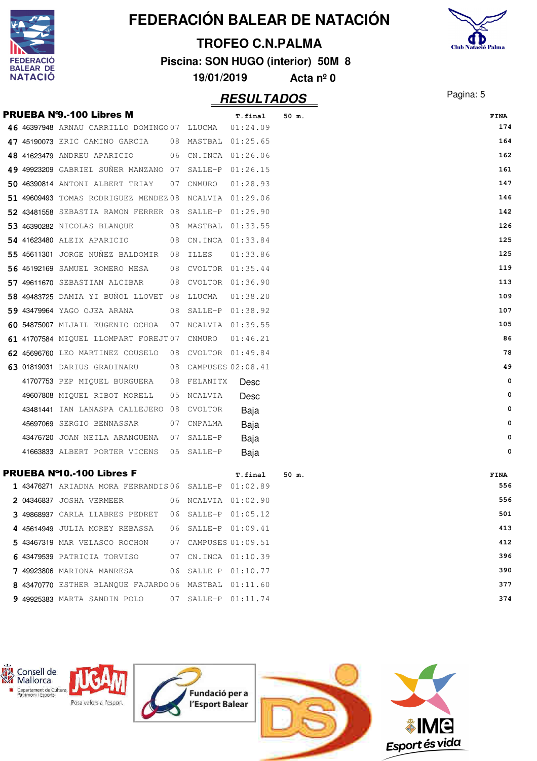# FEDERACIÓN BALEAR DE NATACIÓN

## TROFEO C.N.PALMA

**Piscina: SON HUGO (interior) 50M 8**

**19/01/2019 Acta nº 0**

## RESULTADOS

### PRUEBA Nº9.-100 Libres M

| Pos | Licencia | Nombre | Año | Club | T.final | 50 m. | FINA |
|---|---|---|---|---|---|---|---|
| 46 | 46397948 | ARNAU CARRILLO DOMINGO | 07 | LLUCMA | 01:24.09 | | 174 |
| 47 | 45190073 | ERIC CAMINO GARCIA | 08 | MASTBAL | 01:25.65 | | 164 |
| 48 | 41623479 | ANDREU APARICIO | 06 | CN.INCA | 01:26.06 | | 162 |
| 49 | 49923209 | GABRIEL SUÑER MANZANO | 07 | SALLE-P | 01:26.15 | | 161 |
| 50 | 46390814 | ANTONI ALBERT TRIAY | 07 | CNMURO | 01:28.93 | | 147 |
| 51 | 49609493 | TOMAS RODRIGUEZ MENDEZ | 08 | NCALVIA | 01:29.06 | | 146 |
| 52 | 43481558 | SEBASTIA RAMON FERRER | 08 | SALLE-P | 01:29.90 | | 142 |
| 53 | 46390282 | NICOLAS BLANQUE | 08 | MASTBAL | 01:33.55 | | 126 |
| 54 | 41623480 | ALEIX APARICIO | 08 | CN.INCA | 01:33.84 | | 125 |
| 55 | 45611301 | JORGE NUÑEZ BALDOMIR | 08 | ILLES | 01:33.86 | | 125 |
| 56 | 45192169 | SAMUEL ROMERO MESA | 08 | CVOLTOR | 01:35.44 | | 119 |
| 57 | 49611670 | SEBASTIAN ALCIBAR | 08 | CVOLTOR | 01:36.90 | | 113 |
| 58 | 49483725 | DAMIA YI BUÑOL LLOVET | 08 | LLUCMA | 01:38.20 | | 109 |
| 59 | 43479964 | YAGO OJEA ARANA | 08 | SALLE-P | 01:38.92 | | 107 |
| 60 | 54875007 | MIJAIL EUGENIO OCHOA | 07 | NCALVIA | 01:39.55 | | 105 |
| 61 | 41707584 | MIQUEL LLOMPART FOREJT | 07 | CNMURO | 01:46.21 | | 86 |
| 62 | 45696760 | LEO MARTINEZ COUSELO | 08 | CVOLTOR | 01:49.84 | | 78 |
| 63 | 01819031 | DARIUS GRADINARU | 08 | CAMPUSES | 02:08.41 | | 49 |
| | 41707753 | PEP MIQUEL BURGUERA | 08 | FELANITX | Desc | | 0 |
| | 49607808 | MIQUEL RIBOT MORELL | 05 | NCALVIA | Desc | | 0 |
| | 43481441 | IAN LANASPA CALLEJERO | 08 | CVOLTOR | Baja | | 0 |
| | 45697069 | SERGIO BENNASSAR | 07 | CNPALMA | Baja | | 0 |
| | 43476720 | JOAN NEILA ARANGUENA | 07 | SALLE-P | Baja | | 0 |
| | 41663833 | ALBERT PORTER VICENS | 05 | SALLE-P | Baja | | 0 |

### PRUEBA Nº10.-100 Libres F

| Pos | Licencia | Nombre | Año | Club | T.final | 50 m. | FINA |
|---|---|---|---|---|---|---|---|
| 1 | 43476271 | ARIADNA MORA FERRANDIS | 06 | SALLE-P | 01:02.89 | | 556 |
| 2 | 04346837 | JOSHA VERMEER | 06 | NCALVIA | 01:02.90 | | 556 |
| 3 | 49868937 | CARLA LLABRES PEDRET | 06 | SALLE-P | 01:05.12 | | 501 |
| 4 | 45614949 | JULIA MOREY REBASSA | 06 | SALLE-P | 01:09.41 | | 413 |
| 5 | 43467319 | MAR VELASCO ROCHON | 07 | CAMPUSES | 01:09.51 | | 412 |
| 6 | 43479539 | PATRICIA TORVISO | 07 | CN.INCA | 01:10.39 | | 396 |
| 7 | 49923806 | MARIONA MANRESA | 06 | SALLE-P | 01:10.77 | | 390 |
| 8 | 43470770 | ESTHER BLANQUE FAJARDO | 06 | MASTBAL | 01:11.60 | | 377 |
| 9 | 49925383 | MARTA SANDIN POLO | 07 | SALLE-P | 01:11.74 | | 374 |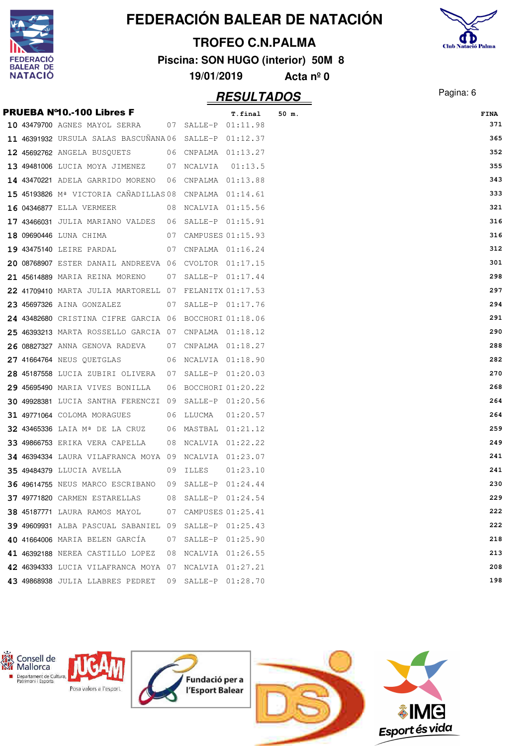# FEDERACIÓN BALEAR DE NATACIÓN

## TROFEO C.N.PALMA

**Piscina: SON HUGO (interior) 50M 8**

**19/01/2019 Acta nº 0**

## RESULTADOS

**PRUEBA Nº10.-100 Libres F**

| | | | | | T.final | 50 m. | FINA |
|---|---|---|---|---|---|---|---|
| 10 | 43479700 | AGNES MAYOL SERRA | 07 | SALLE-P | 01:11.98 | | 371 |
| 11 | 46391932 | URSULA SALAS BASCUÑANA | 06 | SALLE-P | 01:12.37 | | 365 |
| 12 | 45692762 | ANGELA BUSQUETS | 06 | CNPALMA | 01:13.27 | | 352 |
| 13 | 49481006 | LUCIA MOYA JIMENEZ | 07 | NCALVIA | 01:13.5 | | 355 |
| 14 | 43470221 | ADELA GARRIDO MORENO | 06 | CNPALMA | 01:13.88 | | 343 |
| 15 | 45193826 | Mª VICTORIA CAÑADILLAS | 08 | CNPALMA | 01:14.61 | | 333 |
| 16 | 04346877 | ELLA VERMEER | 08 | NCALVIA | 01:15.56 | | 321 |
| 17 | 43466031 | JULIA MARIANO VALDES | 06 | SALLE-P | 01:15.91 | | 316 |
| 18 | 09690446 | LUNA CHIMA | 07 | CAMPUSES | 01:15.93 | | 316 |
| 19 | 43475140 | LEIRE PARDAL | 07 | CNPALMA | 01:16.24 | | 312 |
| 20 | 08768907 | ESTER DANAIL ANDREEVA | 06 | CVOLTOR | 01:17.15 | | 301 |
| 21 | 45614889 | MARIA REINA MORENO | 07 | SALLE-P | 01:17.44 | | 298 |
| 22 | 41709410 | MARTA JULIA MARTORELL | 07 | FELANITX | 01:17.53 | | 297 |
| 23 | 45697326 | AINA GONZALEZ | 07 | SALLE-P | 01:17.76 | | 294 |
| 24 | 43482680 | CRISTINA CIFRE GARCIA | 06 | BOCCHORI | 01:18.06 | | 291 |
| 25 | 46393213 | MARTA ROSSELLO GARCIA | 07 | CNPALMA | 01:18.12 | | 290 |
| 26 | 08827327 | ANNA GENOVA RADEVA | 07 | CNPALMA | 01:18.27 | | 288 |
| 27 | 41664764 | NEUS QUETGLAS | 06 | NCALVIA | 01:18.90 | | 282 |
| 28 | 45187558 | LUCIA ZUBIRI OLIVERA | 07 | SALLE-P | 01:20.03 | | 270 |
| 29 | 45695490 | MARIA VIVES BONILLA | 06 | BOCCHORI | 01:20.22 | | 268 |
| 30 | 49928381 | LUCIA SANTHA FERENCZI | 09 | SALLE-P | 01:20.56 | | 264 |
| 31 | 49771064 | COLOMA MORAGUES | 06 | LLUCMA | 01:20.57 | | 264 |
| 32 | 43465336 | LAIA Mª DE LA CRUZ | 06 | MASTBAL | 01:21.12 | | 259 |
| 33 | 49866753 | ERIKA VERA CAPELLA | 08 | NCALVIA | 01:22.22 | | 249 |
| 34 | 46394334 | LAURA VILAFRANCA MOYA | 09 | NCALVIA | 01:23.07 | | 241 |
| 35 | 49484379 | LLUCIA AVELLA | 09 | ILLES | 01:23.10 | | 241 |
| 36 | 49614755 | NEUS MARCO ESCRIBANO | 09 | SALLE-P | 01:24.44 | | 230 |
| 37 | 49771820 | CARMEN ESTARELLAS | 08 | SALLE-P | 01:24.54 | | 229 |
| 38 | 45187771 | LAURA RAMOS MAYOL | 07 | CAMPUSES | 01:25.41 | | 222 |
| 39 | 49609931 | ALBA PASCUAL SABANIEL | 09 | SALLE-P | 01:25.43 | | 222 |
| 40 | 41664006 | MARIA BELEN GARCÍA | 07 | SALLE-P | 01:25.90 | | 218 |
| 41 | 46392188 | NEREA CASTILLO LOPEZ | 08 | NCALVIA | 01:26.55 | | 213 |
| 42 | 46394333 | LUCIA VILAFRANCA MOYA | 07 | NCALVIA | 01:27.21 | | 208 |
| 43 | 49868938 | JULIA LLABRES PEDRET | 09 | SALLE-P | 01:28.70 | | 198 |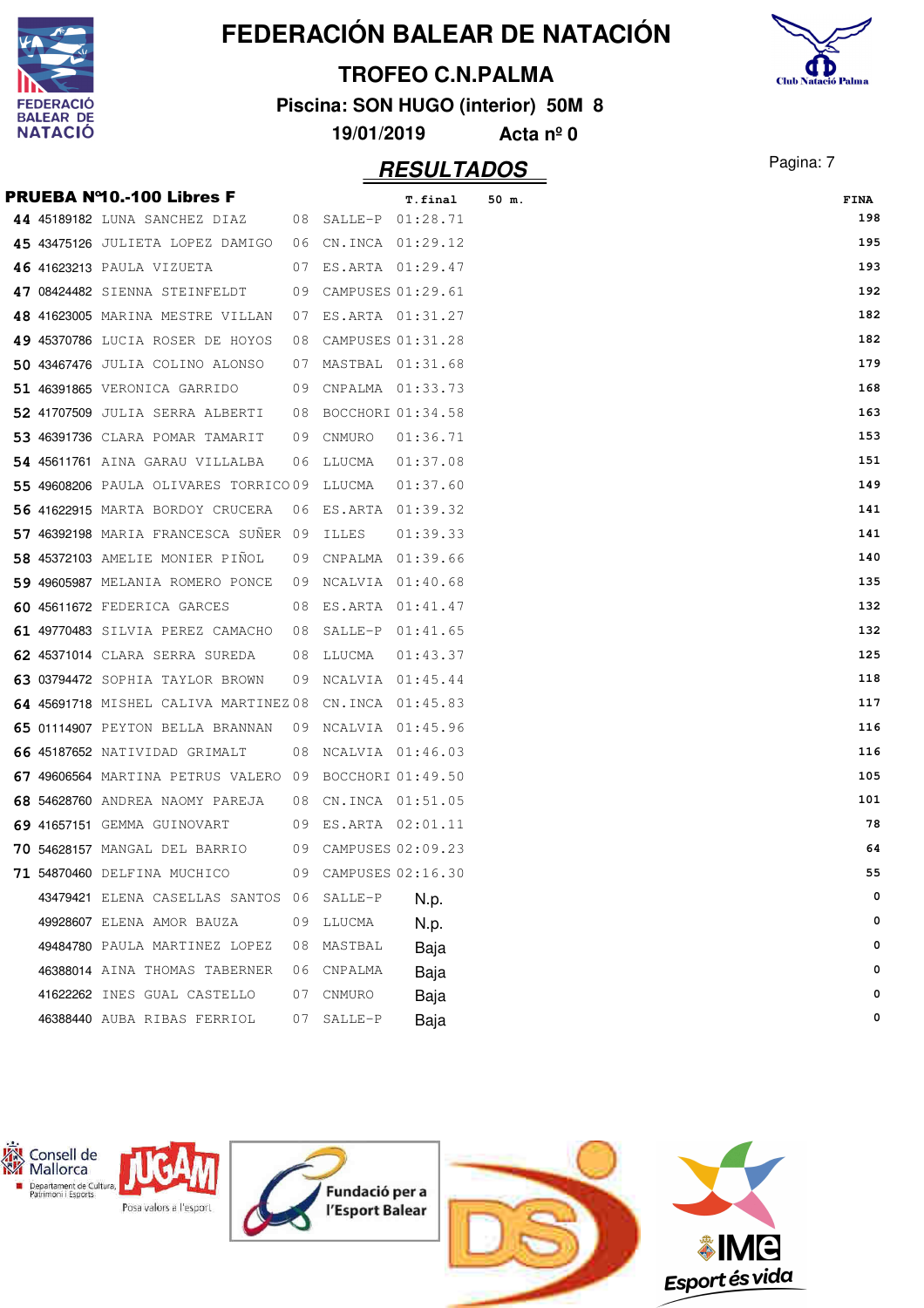# FEDERACIÓN BALEAR DE NATACIÓN

## TROFEO C.N.PALMA

**Piscina: SON HUGO (interior) 50M 8**

**19/01/2019 Acta nº 0**

## RESULTADOS

### PRUEBA Nº10.-100 Libres F

| | Licencia | Nombre | Año | Club | T.final | 50 m. | FINA |
|---|---|---|---|---|---|---|---|
| 44 | 45189182 | LUNA SANCHEZ DIAZ | 08 | SALLE-P | 01:28.71 | | 198 |
| 45 | 43475126 | JULIETA LOPEZ DAMIGO | 06 | CN.INCA | 01:29.12 | | 195 |
| 46 | 41623213 | PAULA VIZUETA | 07 | ES.ARTA | 01:29.47 | | 193 |
| 47 | 08424482 | SIENNA STEINFELDT | 09 | CAMPUSES | 01:29.61 | | 192 |
| 48 | 41623005 | MARINA MESTRE VILLAN | 07 | ES.ARTA | 01:31.27 | | 182 |
| 49 | 45370786 | LUCIA ROSER DE HOYOS | 08 | CAMPUSES | 01:31.28 | | 182 |
| 50 | 43467476 | JULIA COLINO ALONSO | 07 | MASTBAL | 01:31.68 | | 179 |
| 51 | 46391865 | VERONICA GARRIDO | 09 | CNPALMA | 01:33.73 | | 168 |
| 52 | 41707509 | JULIA SERRA ALBERTI | 08 | BOCCHORI | 01:34.58 | | 163 |
| 53 | 46391736 | CLARA POMAR TAMARIT | 09 | CNMURO | 01:36.71 | | 153 |
| 54 | 45611761 | AINA GARAU VILLALBA | 06 | LLUCMA | 01:37.08 | | 151 |
| 55 | 49608206 | PAULA OLIVARES TORRICO | 09 | LLUCMA | 01:37.60 | | 149 |
| 56 | 41622915 | MARTA BORDOY CRUCERA | 06 | ES.ARTA | 01:39.32 | | 141 |
| 57 | 46392198 | MARIA FRANCESCA SUÑER | 09 | ILLES | 01:39.33 | | 141 |
| 58 | 45372103 | AMELIE MONIER PIÑOL | 09 | CNPALMA | 01:39.66 | | 140 |
| 59 | 49605987 | MELANIA ROMERO PONCE | 09 | NCALVIA | 01:40.68 | | 135 |
| 60 | 45611672 | FEDERICA GARCES | 08 | ES.ARTA | 01:41.47 | | 132 |
| 61 | 49770483 | SILVIA PEREZ CAMACHO | 08 | SALLE-P | 01:41.65 | | 132 |
| 62 | 45371014 | CLARA SERRA SUREDA | 08 | LLUCMA | 01:43.37 | | 125 |
| 63 | 03794472 | SOPHIA TAYLOR BROWN | 09 | NCALVIA | 01:45.44 | | 118 |
| 64 | 45691718 | MISHEL CALIVA MARTINEZ | 08 | CN.INCA | 01:45.83 | | 117 |
| 65 | 01114907 | PEYTON BELLA BRANNAN | 09 | NCALVIA | 01:45.96 | | 116 |
| 66 | 45187652 | NATIVIDAD GRIMALT | 08 | NCALVIA | 01:46.03 | | 116 |
| 67 | 49606564 | MARTINA PETRUS VALERO | 09 | BOCCHORI | 01:49.50 | | 105 |
| 68 | 54628760 | ANDREA NAOMY PAREJA | 08 | CN.INCA | 01:51.05 | | 101 |
| 69 | 41657151 | GEMMA GUINOVART | 09 | ES.ARTA | 02:01.11 | | 78 |
| 70 | 54628157 | MANGAL DEL BARRIO | 09 | CAMPUSES | 02:09.23 | | 64 |
| 71 | 54870460 | DELFINA MUCHICO | 09 | CAMPUSES | 02:16.30 | | 55 |
| | 43479421 | ELENA CASELLAS SANTOS | 06 | SALLE-P | N.p. | | 0 |
| | 49928607 | ELENA AMOR BAUZA | 09 | LLUCMA | N.p. | | 0 |
| | 49484780 | PAULA MARTINEZ LOPEZ | 08 | MASTBAL | Baja | | 0 |
| | 46388014 | AINA THOMAS TABERNER | 06 | CNPALMA | Baja | | 0 |
| | 41622262 | INES GUAL CASTELLO | 07 | CNMURO | Baja | | 0 |
| | 46388440 | AUBA RIBAS FERRIOL | 07 | SALLE-P | Baja | | 0 |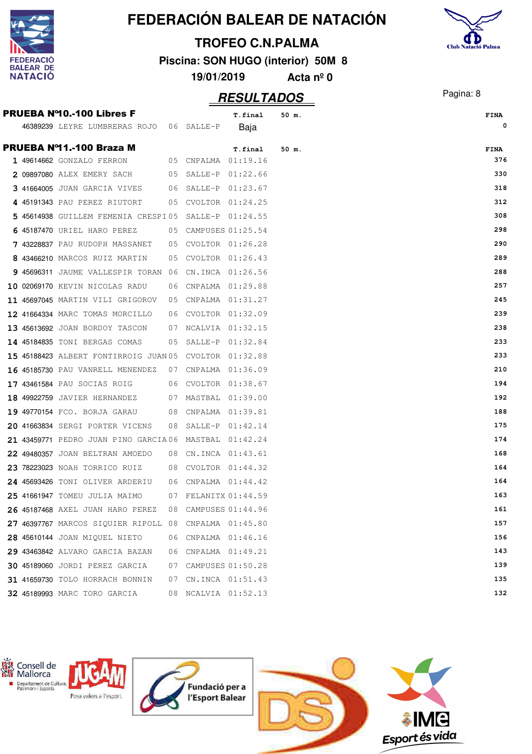# FEDERACIÓN BALEAR DE NATACIÓN

## TROFEO C.N.PALMA

**Piscina: SON HUGO (interior) 50M 8**

**19/01/2019 Acta nº 0**

## RESULTADOS

### PRUEBA Nº10.-100 Libres F

| | Licencia | Nombre | Año | Club | T.final | 50 m. | FINA |
|---|---|---|---|---|---|---|---|
| | 46389239 | LEYRE LUMBRERAS ROJO | 06 | SALLE-P | Baja | | 0 |

### PRUEBA Nº11.-100 Braza M

| | Licencia | Nombre | Año | Club | T.final | 50 m. | FINA |
|---|---|---|---|---|---|---|---|
| 1 | 49614662 | GONZALO FERRON | 05 | CNPALMA | 01:19.16 | | 376 |
| 2 | 09897080 | ALEX EMERY SACH | 05 | SALLE-P | 01:22.66 | | 330 |
| 3 | 41664005 | JUAN GARCIA VIVES | 06 | SALLE-P | 01:23.67 | | 318 |
| 4 | 45191343 | PAU PEREZ RIUTORT | 05 | CVOLTOR | 01:24.25 | | 312 |
| 5 | 45614938 | GUILLEM FEMENIA CRESPI | 05 | SALLE-P | 01:24.55 | | 308 |
| 6 | 45187470 | URIEL HARO PEREZ | 05 | CAMPUSES | 01:25.54 | | 298 |
| 7 | 43228837 | PAU RUDOPH MASSANET | 05 | CVOLTOR | 01:26.28 | | 290 |
| 8 | 43466210 | MARCOS RUIZ MARTIN | 05 | CVOLTOR | 01:26.43 | | 289 |
| 9 | 45696311 | JAUME VALLESPIR TORAN | 06 | CN.INCA | 01:26.56 | | 288 |
| 10 | 02069170 | KEVIN NICOLAS RADU | 06 | CNPALMA | 01:29.88 | | 257 |
| 11 | 45697045 | MARTIN VILI GRIGOROV | 05 | CNPALMA | 01:31.27 | | 245 |
| 12 | 41664334 | MARC TOMAS MORCILLO | 06 | CVOLTOR | 01:32.09 | | 239 |
| 13 | 45613692 | JOAN BORDOY TASCON | 07 | NCALVIA | 01:32.15 | | 238 |
| 14 | 45184835 | TONI BERGAS COMAS | 05 | SALLE-P | 01:32.84 | | 233 |
| 15 | 45188423 | ALBERT FONTIRROIG JUAN | 05 | CVOLTOR | 01:32.88 | | 233 |
| 16 | 45185730 | PAU VANRELL MENENDEZ | 07 | CNPALMA | 01:36.09 | | 210 |
| 17 | 43461584 | PAU SOCIAS ROIG | 06 | CVOLTOR | 01:38.67 | | 194 |
| 18 | 49922759 | JAVIER HERNANDEZ | 07 | MASTBAL | 01:39.00 | | 192 |
| 19 | 49770154 | FCO. BORJA GARAU | 08 | CNPALMA | 01:39.81 | | 188 |
| 20 | 41663834 | SERGI PORTER VICENS | 08 | SALLE-P | 01:42.14 | | 175 |
| 21 | 43459771 | PEDRO JUAN PINO GARCIA | 06 | MASTBAL | 01:42.24 | | 174 |
| 22 | 49480357 | JOAN BELTRAN AMOEDO | 08 | CN.INCA | 01:43.61 | | 168 |
| 23 | 78223023 | NOAH TORRICO RUIZ | 08 | CVOLTOR | 01:44.32 | | 164 |
| 24 | 45693426 | TONI OLIVER ARDERIU | 06 | CNPALMA | 01:44.42 | | 164 |
| 25 | 41661947 | TOMEU JULIA MAIMO | 07 | FELANITX | 01:44.59 | | 163 |
| 26 | 45187468 | AXEL JUAN HARO PEREZ | 08 | CAMPUSES | 01:44.96 | | 161 |
| 27 | 46397767 | MARCOS SIQUIER RIPOLL | 08 | CNPALMA | 01:45.80 | | 157 |
| 28 | 45610144 | JOAN MIQUEL NIETO | 06 | CNPALMA | 01:46.16 | | 156 |
| 29 | 43463842 | ALVARO GARCIA BAZAN | 06 | CNPALMA | 01:49.21 | | 143 |
| 30 | 45189060 | JORDI PEREZ GARCIA | 07 | CAMPUSES | 01:50.28 | | 139 |
| 31 | 41659730 | TOLO HORRACH BONNIN | 07 | CN.INCA | 01:51.43 | | 135 |
| 32 | 45189993 | MARC TORO GARCIA | 08 | NCALVIA | 01:52.13 | | 132 |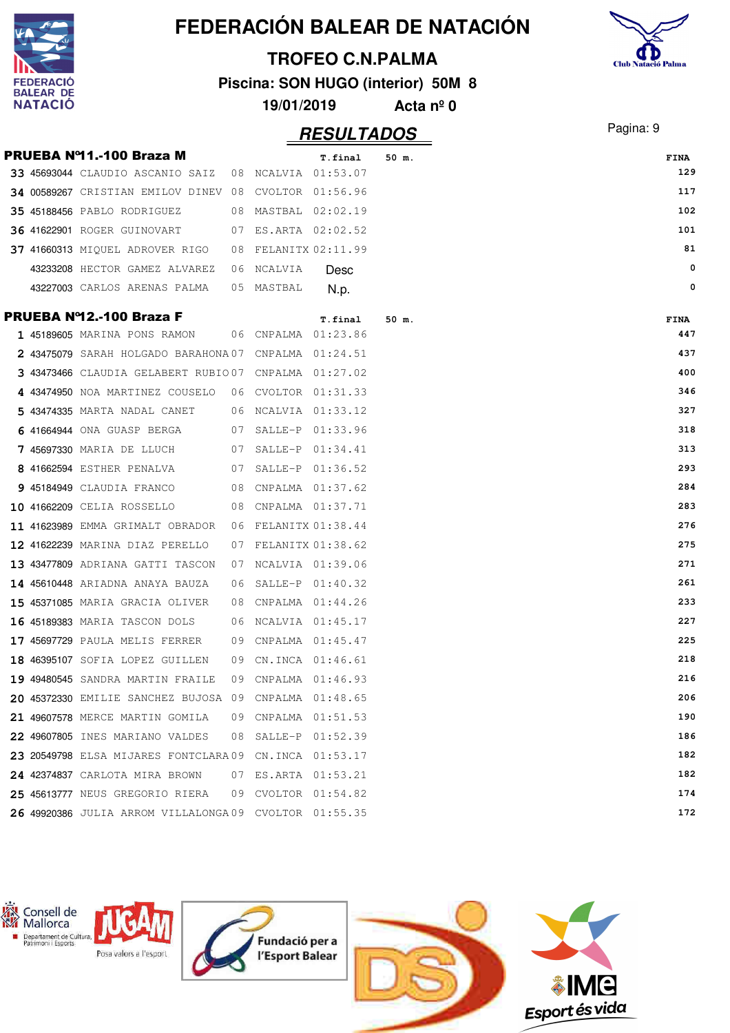# FEDERACIÓN BALEAR DE NATACIÓN

## TROFEO C.N.PALMA

**Piscina: SON HUGO (interior) 50M 8**

**19/01/2019 Acta nº 0**

## RESULTADOS

### PRUEBA Nº11.-100 Braza M

| | | | | | T.final | 50 m. | FINA |
|---|---|---|---|---|---|---|---|
| 33 | 45693044 | CLAUDIO ASCANIO SAIZ | 08 | NCALVIA | 01:53.07 | | 129 |
| 34 | 00589267 | CRISTIAN EMILOV DINEV | 08 | CVOLTOR | 01:56.96 | | 117 |
| 35 | 45188456 | PABLO RODRIGUEZ | 08 | MASTBAL | 02:02.19 | | 102 |
| 36 | 41622901 | ROGER GUINOVART | 07 | ES.ARTA | 02:02.52 | | 101 |
| 37 | 41660313 | MIQUEL ADROVER RIGO | 08 | FELANITX | 02:11.99 | | 81 |
| | 43233208 | HECTOR GAMEZ ALVAREZ | 06 | NCALVIA | Desc | | 0 |
| | 43227003 | CARLOS ARENAS PALMA | 05 | MASTBAL | N.p. | | 0 |

### PRUEBA Nº12.-100 Braza F

| | | | | | T.final | 50 m. | FINA |
|---|---|---|---|---|---|---|---|
| 1 | 45189605 | MARINA PONS RAMON | 06 | CNPALMA | 01:23.86 | | 447 |
| 2 | 43475079 | SARAH HOLGADO BARAHONA | 07 | CNPALMA | 01:24.51 | | 437 |
| 3 | 43473466 | CLAUDIA GELABERT RUBIO | 07 | CNPALMA | 01:27.02 | | 400 |
| 4 | 43474950 | NOA MARTINEZ COUSELO | 06 | CVOLTOR | 01:31.33 | | 346 |
| 5 | 43474335 | MARTA NADAL CANET | 06 | NCALVIA | 01:33.12 | | 327 |
| 6 | 41664944 | ONA GUASP BERGA | 07 | SALLE-P | 01:33.96 | | 318 |
| 7 | 45697330 | MARIA DE LLUCH | 07 | SALLE-P | 01:34.41 | | 313 |
| 8 | 41662594 | ESTHER PENALVA | 07 | SALLE-P | 01:36.52 | | 293 |
| 9 | 45184949 | CLAUDIA FRANCO | 08 | CNPALMA | 01:37.62 | | 284 |
| 10 | 41662209 | CELIA ROSSELLO | 08 | CNPALMA | 01:37.71 | | 283 |
| 11 | 41623989 | EMMA GRIMALT OBRADOR | 06 | FELANITX | 01:38.44 | | 276 |
| 12 | 41622239 | MARINA DIAZ PERELLO | 07 | FELANITX | 01:38.62 | | 275 |
| 13 | 43477809 | ADRIANA GATTI TASCON | 07 | NCALVIA | 01:39.06 | | 271 |
| 14 | 45610448 | ARIADNA ANAYA BAUZA | 06 | SALLE-P | 01:40.32 | | 261 |
| 15 | 45371085 | MARIA GRACIA OLIVER | 08 | CNPALMA | 01:44.26 | | 233 |
| 16 | 45189383 | MARIA TASCON DOLS | 06 | NCALVIA | 01:45.17 | | 227 |
| 17 | 45697729 | PAULA MELIS FERRER | 09 | CNPALMA | 01:45.47 | | 225 |
| 18 | 46395107 | SOFIA LOPEZ GUILLEN | 09 | CN.INCA | 01:46.61 | | 218 |
| 19 | 49480545 | SANDRA MARTIN FRAILE | 09 | CNPALMA | 01:46.93 | | 216 |
| 20 | 45372330 | EMILIE SANCHEZ BUJOSA | 09 | CNPALMA | 01:48.65 | | 206 |
| 21 | 49607578 | MERCE MARTIN GOMILA | 09 | CNPALMA | 01:51.53 | | 190 |
| 22 | 49607805 | INES MARIANO VALDES | 08 | SALLE-P | 01:52.39 | | 186 |
| 23 | 20549798 | ELSA MIJARES FONTCLARA | 09 | CN.INCA | 01:53.17 | | 182 |
| 24 | 42374837 | CARLOTA MIRA BROWN | 07 | ES.ARTA | 01:53.21 | | 182 |
| 25 | 45613777 | NEUS GREGORIO RIERA | 09 | CVOLTOR | 01:54.82 | | 174 |
| 26 | 49920386 | JULIA ARROM VILLALONGA | 09 | CVOLTOR | 01:55.35 | | 172 |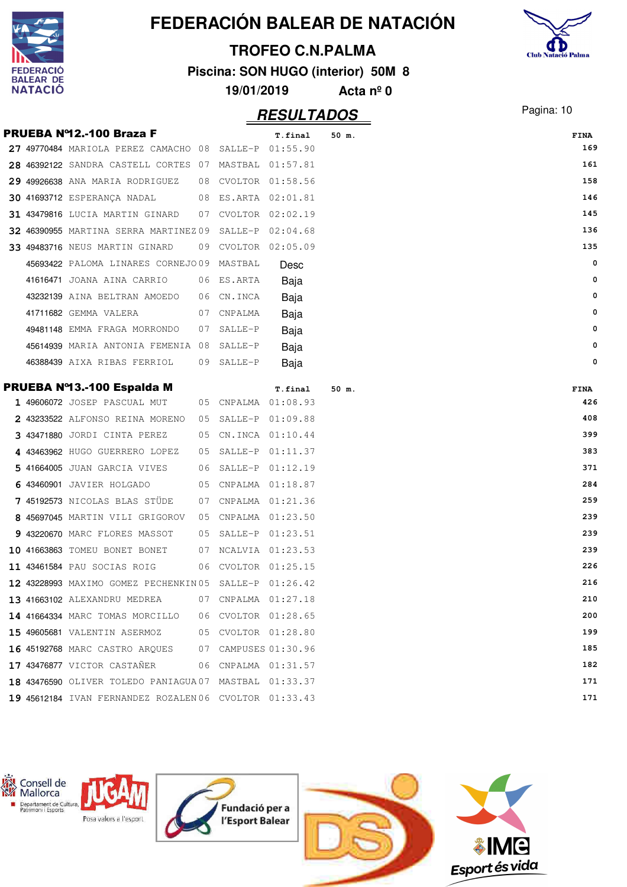# FEDERACIÓN BALEAR DE NATACIÓN

## TROFEO C.N.PALMA

**Piscina: SON HUGO (interior) 50M 8**

**19/01/2019 Acta nº 0**

## RESULTADOS

### PRUEBA Nº12.-100 Braza F

| Pos | Licencia | Nombre | Año | Club | T.final | 50 m. | FINA |
|---|---|---|---|---|---|---|---|
| 27 | 49770484 | MARIOLA PEREZ CAMACHO | 08 | SALLE-P | 01:55.90 | | 169 |
| 28 | 46392122 | SANDRA CASTELL CORTES | 07 | MASTBAL | 01:57.81 | | 161 |
| 29 | 49926638 | ANA MARIA RODRIGUEZ | 08 | CVOLTOR | 01:58.56 | | 158 |
| 30 | 41693712 | ESPERANÇA NADAL | 08 | ES.ARTA | 02:01.81 | | 146 |
| 31 | 43479816 | LUCIA MARTIN GINARD | 07 | CVOLTOR | 02:02.19 | | 145 |
| 32 | 46390955 | MARTINA SERRA MARTINEZ | 09 | SALLE-P | 02:04.68 | | 136 |
| 33 | 49483716 | NEUS MARTIN GINARD | 09 | CVOLTOR | 02:05.09 | | 135 |
| | 45693422 | PALOMA LINARES CORNEJO | 09 | MASTBAL | Desc | | 0 |
| | 41616471 | JOANA AINA CARRIO | 06 | ES.ARTA | Baja | | 0 |
| | 43232139 | AINA BELTRAN AMOEDO | 06 | CN.INCA | Baja | | 0 |
| | 41711682 | GEMMA VALERA | 07 | CNPALMA | Baja | | 0 |
| | 49481148 | EMMA FRAGA MORRONDO | 07 | SALLE-P | Baja | | 0 |
| | 45614939 | MARIA ANTONIA FEMENIA | 08 | SALLE-P | Baja | | 0 |
| | 46388439 | AIXA RIBAS FERRIOL | 09 | SALLE-P | Baja | | 0 |

### PRUEBA Nº13.-100 Espalda M

| Pos | Licencia | Nombre | Año | Club | T.final | 50 m. | FINA |
|---|---|---|---|---|---|---|---|
| 1 | 49606072 | JOSEP PASCUAL MUT | 05 | CNPALMA | 01:08.93 | | 426 |
| 2 | 43233522 | ALFONSO REINA MORENO | 05 | SALLE-P | 01:09.88 | | 408 |
| 3 | 43471880 | JORDI CINTA PEREZ | 05 | CN.INCA | 01:10.44 | | 399 |
| 4 | 43463962 | HUGO GUERRERO LOPEZ | 05 | SALLE-P | 01:11.37 | | 383 |
| 5 | 41664005 | JUAN GARCIA VIVES | 06 | SALLE-P | 01:12.19 | | 371 |
| 6 | 43460901 | JAVIER HOLGADO | 05 | CNPALMA | 01:18.87 | | 284 |
| 7 | 45192573 | NICOLAS BLAS STÜDE | 07 | CNPALMA | 01:21.36 | | 259 |
| 8 | 45697045 | MARTIN VILI GRIGOROV | 05 | CNPALMA | 01:23.50 | | 239 |
| 9 | 43220670 | MARC FLORES MASSOT | 05 | SALLE-P | 01:23.51 | | 239 |
| 10 | 41663863 | TOMEU BONET BONET | 07 | NCALVIA | 01:23.53 | | 239 |
| 11 | 43461584 | PAU SOCIAS ROIG | 06 | CVOLTOR | 01:25.15 | | 226 |
| 12 | 43228993 | MAXIMO GOMEZ PECHENKIN | 05 | SALLE-P | 01:26.42 | | 216 |
| 13 | 41663102 | ALEXANDRU MEDREA | 07 | CNPALMA | 01:27.18 | | 210 |
| 14 | 41664334 | MARC TOMAS MORCILLO | 06 | CVOLTOR | 01:28.65 | | 200 |
| 15 | 49605681 | VALENTIN ASERMOZ | 05 | CVOLTOR | 01:28.80 | | 199 |
| 16 | 45192768 | MARC CASTRO ARQUES | 07 | CAMPUSES | 01:30.96 | | 185 |
| 17 | 43476877 | VICTOR CASTAÑER | 06 | CNPALMA | 01:31.57 | | 182 |
| 18 | 43476590 | OLIVER TOLEDO PANIAGUA | 07 | MASTBAL | 01:33.37 | | 171 |
| 19 | 45612184 | IVAN FERNANDEZ ROZALEN | 06 | CVOLTOR | 01:33.43 | | 171 |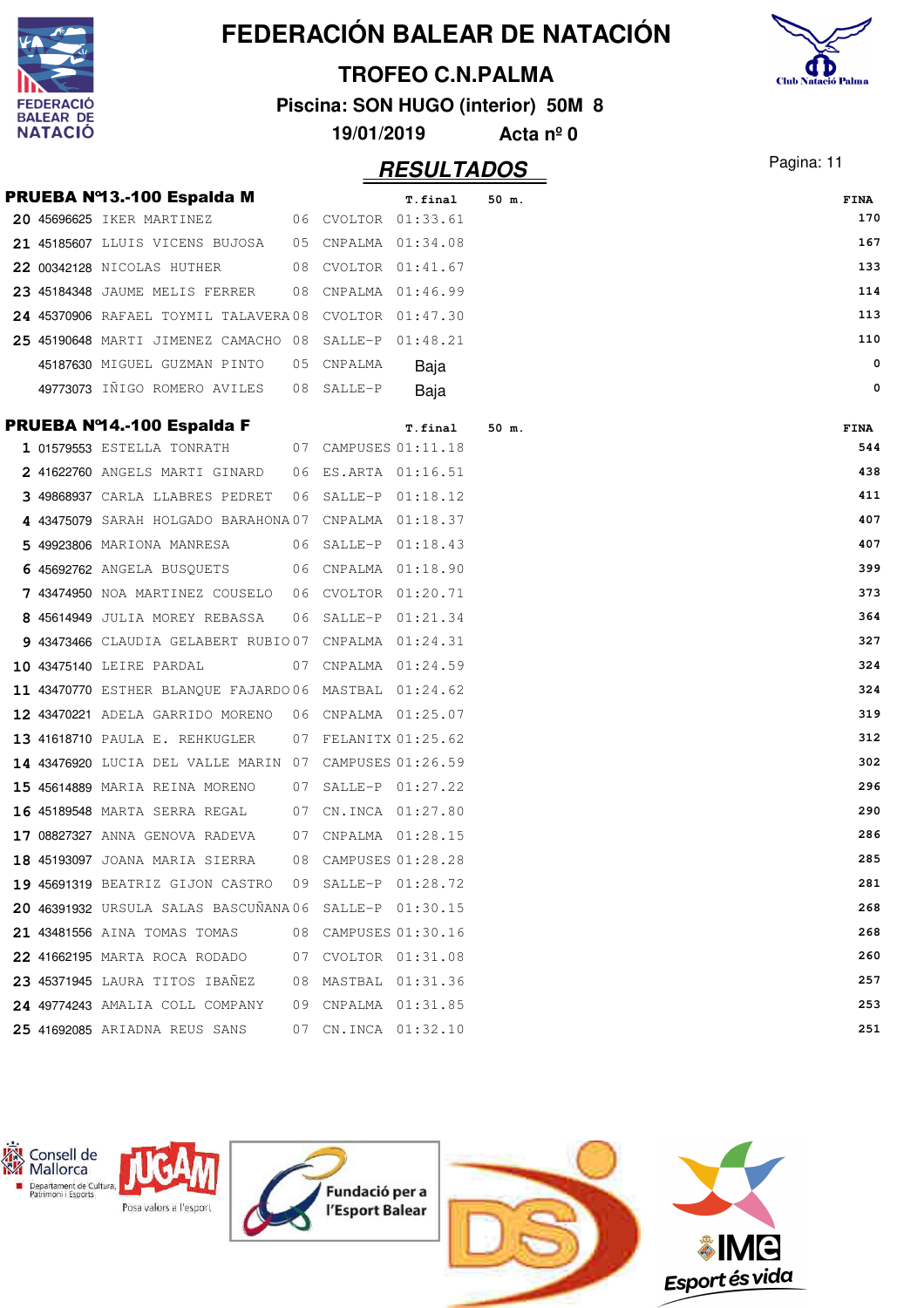# FEDERACIÓN BALEAR DE NATACIÓN

## TROFEO C.N.PALMA

**Piscina: SON HUGO (interior) 50M 8**

**19/01/2019 Acta nº 0**

## RESULTADOS

### PRUEBA Nº13.-100 Espalda M

| | Licencia | Nombre | Año | Club | T.final | 50 m. | FINA |
|---|---|---|---|---|---|---|---|
| 20 | 45696625 | IKER MARTINEZ | 06 | CVOLTOR | 01:33.61 | | 170 |
| 21 | 45185607 | LLUIS VICENS BUJOSA | 05 | CNPALMA | 01:34.08 | | 167 |
| 22 | 00342128 | NICOLAS HUTHER | 08 | CVOLTOR | 01:41.67 | | 133 |
| 23 | 45184348 | JAUME MELIS FERRER | 08 | CNPALMA | 01:46.99 | | 114 |
| 24 | 45370906 | RAFAEL TOYMIL TALAVERA | 08 | CVOLTOR | 01:47.30 | | 113 |
| 25 | 45190648 | MARTI JIMENEZ CAMACHO | 08 | SALLE-P | 01:48.21 | | 110 |
| | 45187630 | MIGUEL GUZMAN PINTO | 05 | CNPALMA | Baja | | 0 |
| | 49773073 | IÑIGO ROMERO AVILES | 08 | SALLE-P | Baja | | 0 |

### PRUEBA Nº14.-100 Espalda F

| | Licencia | Nombre | Año | Club | T.final | 50 m. | FINA |
|---|---|---|---|---|---|---|---|
| 1 | 01579553 | ESTELLA TONRATH | 07 | CAMPUSES | 01:11.18 | | 544 |
| 2 | 41622760 | ANGELS MARTI GINARD | 06 | ES.ARTA | 01:16.51 | | 438 |
| 3 | 49868937 | CARLA LLABRES PEDRET | 06 | SALLE-P | 01:18.12 | | 411 |
| 4 | 43475079 | SARAH HOLGADO BARAHONA | 07 | CNPALMA | 01:18.37 | | 407 |
| 5 | 49923806 | MARIONA MANRESA | 06 | SALLE-P | 01:18.43 | | 407 |
| 6 | 45692762 | ANGELA BUSQUETS | 06 | CNPALMA | 01:18.90 | | 399 |
| 7 | 43474950 | NOA MARTINEZ COUSELO | 06 | CVOLTOR | 01:20.71 | | 373 |
| 8 | 45614949 | JULIA MOREY REBASSA | 06 | SALLE-P | 01:21.34 | | 364 |
| 9 | 43473466 | CLAUDIA GELABERT RUBIO | 07 | CNPALMA | 01:24.31 | | 327 |
| 10 | 43475140 | LEIRE PARDAL | 07 | CNPALMA | 01:24.59 | | 324 |
| 11 | 43470770 | ESTHER BLANQUE FAJARDO | 06 | MASTBAL | 01:24.62 | | 324 |
| 12 | 43470221 | ADELA GARRIDO MORENO | 06 | CNPALMA | 01:25.07 | | 319 |
| 13 | 41618710 | PAULA E. REHKUGLER | 07 | FELANITX | 01:25.62 | | 312 |
| 14 | 43476920 | LUCIA DEL VALLE MARIN | 07 | CAMPUSES | 01:26.59 | | 302 |
| 15 | 45614889 | MARIA REINA MORENO | 07 | SALLE-P | 01:27.22 | | 296 |
| 16 | 45189548 | MARTA SERRA REGAL | 07 | CN.INCA | 01:27.80 | | 290 |
| 17 | 08827327 | ANNA GENOVA RADEVA | 07 | CNPALMA | 01:28.15 | | 286 |
| 18 | 45193097 | JOANA MARIA SIERRA | 08 | CAMPUSES | 01:28.28 | | 285 |
| 19 | 45691319 | BEATRIZ GIJON CASTRO | 09 | SALLE-P | 01:28.72 | | 281 |
| 20 | 46391932 | URSULA SALAS BASCUÑANA | 06 | SALLE-P | 01:30.15 | | 268 |
| 21 | 43481556 | AINA TOMAS TOMAS | 08 | CAMPUSES | 01:30.16 | | 268 |
| 22 | 41662195 | MARTA ROCA RODADO | 07 | CVOLTOR | 01:31.08 | | 260 |
| 23 | 45371945 | LAURA TITOS IBAÑEZ | 08 | MASTBAL | 01:31.36 | | 257 |
| 24 | 49774243 | AMALIA COLL COMPANY | 09 | CNPALMA | 01:31.85 | | 253 |
| 25 | 41692085 | ARIADNA REUS SANS | 07 | CN.INCA | 01:32.10 | | 251 |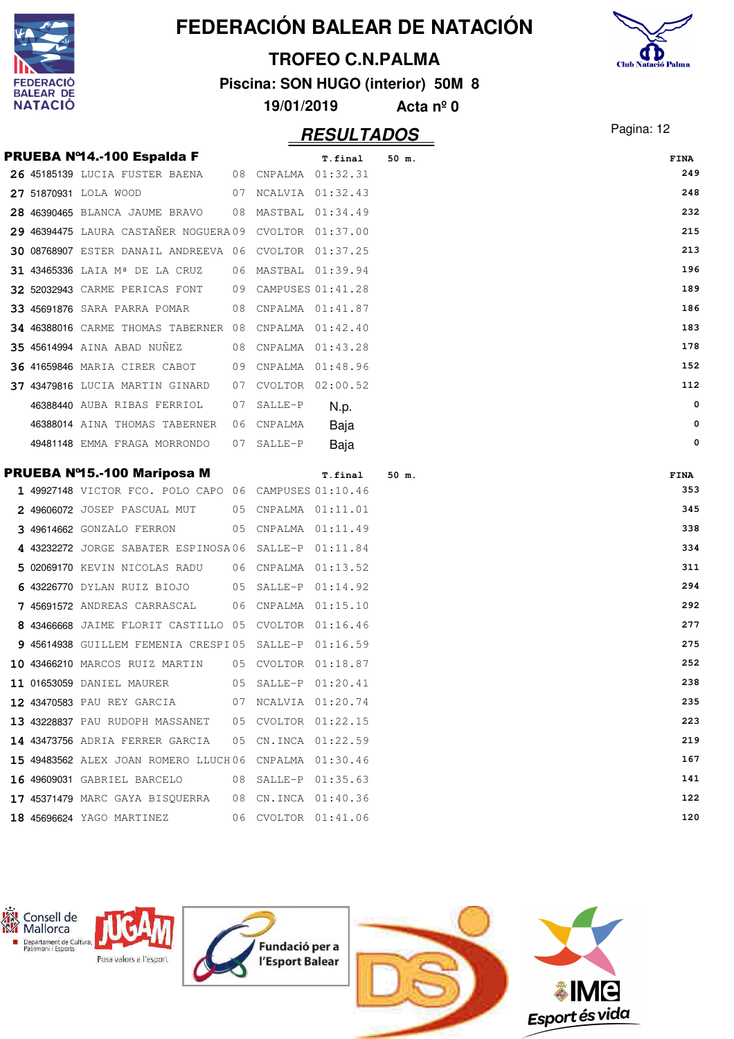# FEDERACIÓN BALEAR DE NATACIÓN

## TROFEO C.N.PALMA

**Piscina: SON HUGO (interior) 50M 8**

**19/01/2019 Acta nº 0**

## RESULTADOS

### PRUEBA Nº14.-100 Espalda F

| Pos | Licencia | Nombre | Año | Club | T.final | 50 m. | FINA |
|---|---|---|---|---|---|---|---|
| 26 | 45185139 | LUCIA FUSTER BAENA | 08 | CNPALMA | 01:32.31 | | 249 |
| 27 | 51870931 | LOLA WOOD | 07 | NCALVIA | 01:32.43 | | 248 |
| 28 | 46390465 | BLANCA JAUME BRAVO | 08 | MASTBAL | 01:34.49 | | 232 |
| 29 | 46394475 | LAURA CASTAÑER NOGUERA | 09 | CVOLTOR | 01:37.00 | | 215 |
| 30 | 08768907 | ESTER DANAIL ANDREEVA | 06 | CVOLTOR | 01:37.25 | | 213 |
| 31 | 43465336 | LAIA Mª DE LA CRUZ | 06 | MASTBAL | 01:39.94 | | 196 |
| 32 | 52032943 | CARME PERICAS FONT | 09 | CAMPUSES | 01:41.28 | | 189 |
| 33 | 45691876 | SARA PARRA POMAR | 08 | CNPALMA | 01:41.87 | | 186 |
| 34 | 46388016 | CARME THOMAS TABERNER | 08 | CNPALMA | 01:42.40 | | 183 |
| 35 | 45614994 | AINA ABAD NUÑEZ | 08 | CNPALMA | 01:43.28 | | 178 |
| 36 | 41659846 | MARIA CIRER CABOT | 09 | CNPALMA | 01:48.96 | | 152 |
| 37 | 43479816 | LUCIA MARTIN GINARD | 07 | CVOLTOR | 02:00.52 | | 112 |
| | 46388440 | AUBA RIBAS FERRIOL | 07 | SALLE-P | N.p. | | 0 |
| | 46388014 | AINA THOMAS TABERNER | 06 | CNPALMA | Baja | | 0 |
| | 49481148 | EMMA FRAGA MORRONDO | 07 | SALLE-P | Baja | | 0 |

### PRUEBA Nº15.-100 Mariposa M

| Pos | Licencia | Nombre | Año | Club | T.final | 50 m. | FINA |
|---|---|---|---|---|---|---|---|
| 1 | 49927148 | VICTOR FCO. POLO CAPO | 06 | CAMPUSES | 01:10.46 | | 353 |
| 2 | 49606072 | JOSEP PASCUAL MUT | 05 | CNPALMA | 01:11.01 | | 345 |
| 3 | 49614662 | GONZALO FERRON | 05 | CNPALMA | 01:11.49 | | 338 |
| 4 | 43232272 | JORGE SABATER ESPINOSA | 06 | SALLE-P | 01:11.84 | | 334 |
| 5 | 02069170 | KEVIN NICOLAS RADU | 06 | CNPALMA | 01:13.52 | | 311 |
| 6 | 43226770 | DYLAN RUIZ BIOJO | 05 | SALLE-P | 01:14.92 | | 294 |
| 7 | 45691572 | ANDREAS CARRASCAL | 06 | CNPALMA | 01:15.10 | | 292 |
| 8 | 43466668 | JAIME FLORIT CASTILLO | 05 | CVOLTOR | 01:16.46 | | 277 |
| 9 | 45614938 | GUILLEM FEMENIA CRESPI | 05 | SALLE-P | 01:16.59 | | 275 |
| 10 | 43466210 | MARCOS RUIZ MARTIN | 05 | CVOLTOR | 01:18.87 | | 252 |
| 11 | 01653059 | DANIEL MAURER | 05 | SALLE-P | 01:20.41 | | 238 |
| 12 | 43470583 | PAU REY GARCIA | 07 | NCALVIA | 01:20.74 | | 235 |
| 13 | 43228837 | PAU RUDOPH MASSANET | 05 | CVOLTOR | 01:22.15 | | 223 |
| 14 | 43473756 | ADRIA FERRER GARCIA | 05 | CN.INCA | 01:22.59 | | 219 |
| 15 | 49483562 | ALEX JOAN ROMERO LLUCH | 06 | CNPALMA | 01:30.46 | | 167 |
| 16 | 49609031 | GABRIEL BARCELO | 08 | SALLE-P | 01:35.63 | | 141 |
| 17 | 45371479 | MARC GAYA BISQUERRA | 08 | CN.INCA | 01:40.36 | | 122 |
| 18 | 45696624 | YAGO MARTINEZ | 06 | CVOLTOR | 01:41.06 | | 120 |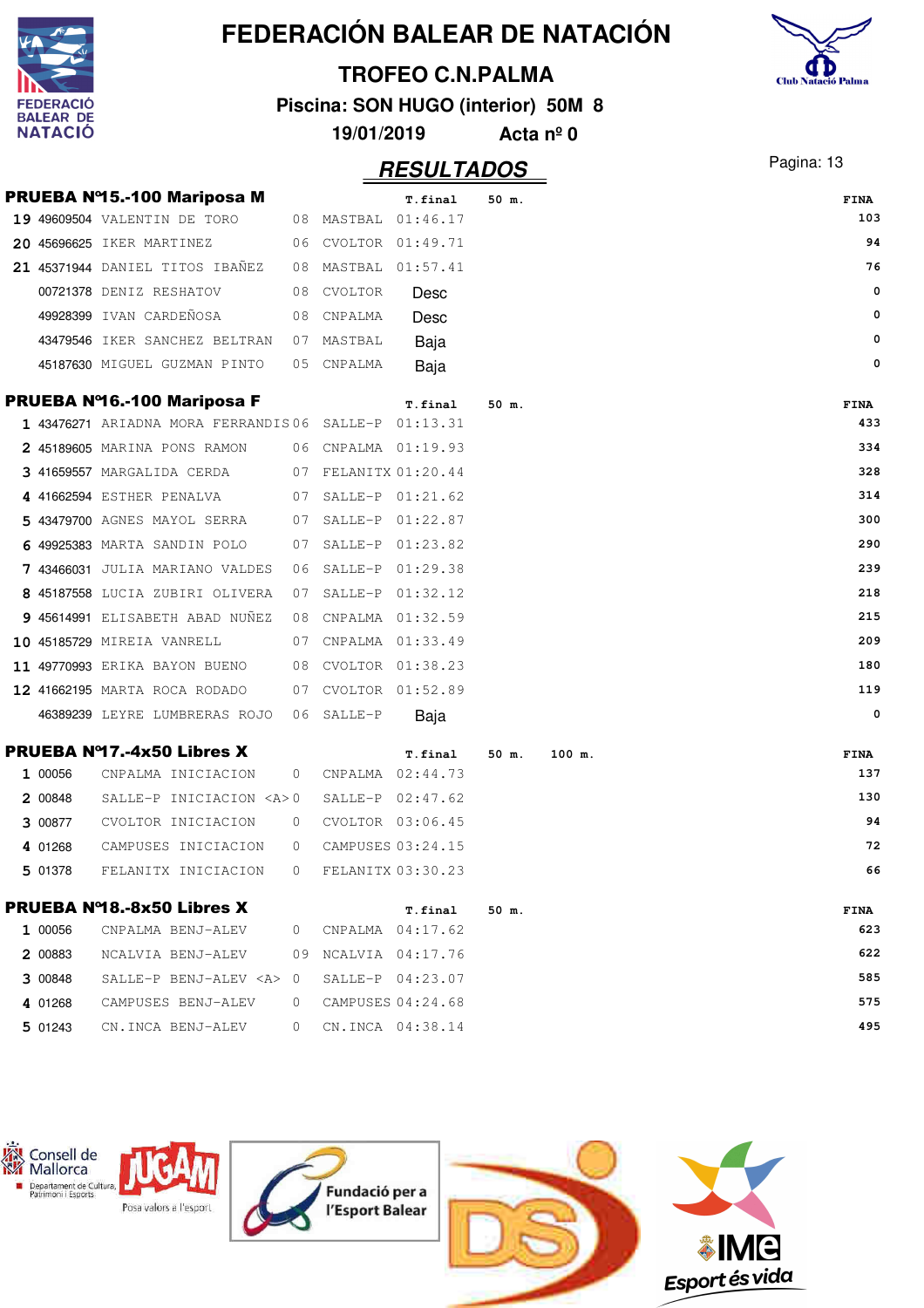# FEDERACIÓN BALEAR DE NATACIÓN

## TROFEO C.N.PALMA

**Piscina: SON HUGO (interior) 50M 8**

**19/01/2019 Acta nº 0**

## RESULTADOS

### PRUEBA Nº15.-100 Mariposa M

| | | | | | T.final | 50 m. | FINA |
|---|---|---|---|---|---|---|---|
| 19 | 49609504 | VALENTIN DE TORO | 08 | MASTBAL | 01:46.17 | | 103 |
| 20 | 45696625 | IKER MARTINEZ | 06 | CVOLTOR | 01:49.71 | | 94 |
| 21 | 45371944 | DANIEL TITOS IBAÑEZ | 08 | MASTBAL | 01:57.41 | | 76 |
| | 00721378 | DENIZ RESHATOV | 08 | CVOLTOR | Desc | | 0 |
| | 49928399 | IVAN CARDEÑOSA | 08 | CNPALMA | Desc | | 0 |
| | 43479546 | IKER SANCHEZ BELTRAN | 07 | MASTBAL | Baja | | 0 |
| | 45187630 | MIGUEL GUZMAN PINTO | 05 | CNPALMA | Baja | | 0 |

### PRUEBA Nº16.-100 Mariposa F

| | | | | | T.final | 50 m. | FINA |
|---|---|---|---|---|---|---|---|
| 1 | 43476271 | ARIADNA MORA FERRANDIS | 06 | SALLE-P | 01:13.31 | | 433 |
| 2 | 45189605 | MARINA PONS RAMON | 06 | CNPALMA | 01:19.93 | | 334 |
| 3 | 41659557 | MARGALIDA CERDA | 07 | FELANITX | 01:20.44 | | 328 |
| 4 | 41662594 | ESTHER PENALVA | 07 | SALLE-P | 01:21.62 | | 314 |
| 5 | 43479700 | AGNES MAYOL SERRA | 07 | SALLE-P | 01:22.87 | | 300 |
| 6 | 49925383 | MARTA SANDIN POLO | 07 | SALLE-P | 01:23.82 | | 290 |
| 7 | 43466031 | JULIA MARIANO VALDES | 06 | SALLE-P | 01:29.38 | | 239 |
| 8 | 45187558 | LUCIA ZUBIRI OLIVERA | 07 | SALLE-P | 01:32.12 | | 218 |
| 9 | 45614991 | ELISABETH ABAD NUÑEZ | 08 | CNPALMA | 01:32.59 | | 215 |
| 10 | 45185729 | MIREIA VANRELL | 07 | CNPALMA | 01:33.49 | | 209 |
| 11 | 49770993 | ERIKA BAYON BUENO | 08 | CVOLTOR | 01:38.23 | | 180 |
| 12 | 41662195 | MARTA ROCA RODADO | 07 | CVOLTOR | 01:52.89 | | 119 |
| | 46389239 | LEYRE LUMBRERAS ROJO | 06 | SALLE-P | Baja | | 0 |

### PRUEBA Nº17.-4x50 Libres X

| | | | | | T.final | 50 m. | 100 m. | FINA |
|---|---|---|---|---|---|---|---|---|
| 1 | 00056 | CNPALMA INICIACION | 0 | CNPALMA | 02:44.73 | | | 137 |
| 2 | 00848 | SALLE-P INICIACION <A> | 0 | SALLE-P | 02:47.62 | | | 130 |
| 3 | 00877 | CVOLTOR INICIACION | 0 | CVOLTOR | 03:06.45 | | | 94 |
| 4 | 01268 | CAMPUSES INICIACION | 0 | CAMPUSES | 03:24.15 | | | 72 |
| 5 | 01378 | FELANITX INICIACION | 0 | FELANITX | 03:30.23 | | | 66 |

### PRUEBA Nº18.-8x50 Libres X

| | | | | | T.final | 50 m. | FINA |
|---|---|---|---|---|---|---|---|
| 1 | 00056 | CNPALMA BENJ-ALEV | 0 | CNPALMA | 04:17.62 | | 623 |
| 2 | 00883 | NCALVIA BENJ-ALEV | 09 | NCALVIA | 04:17.76 | | 622 |
| 3 | 00848 | SALLE-P BENJ-ALEV <A> | 0 | SALLE-P | 04:23.07 | | 585 |
| 4 | 01268 | CAMPUSES BENJ-ALEV | 0 | CAMPUSES | 04:24.68 | | 575 |
| 5 | 01243 | CN.INCA BENJ-ALEV | 0 | CN.INCA | 04:38.14 | | 495 |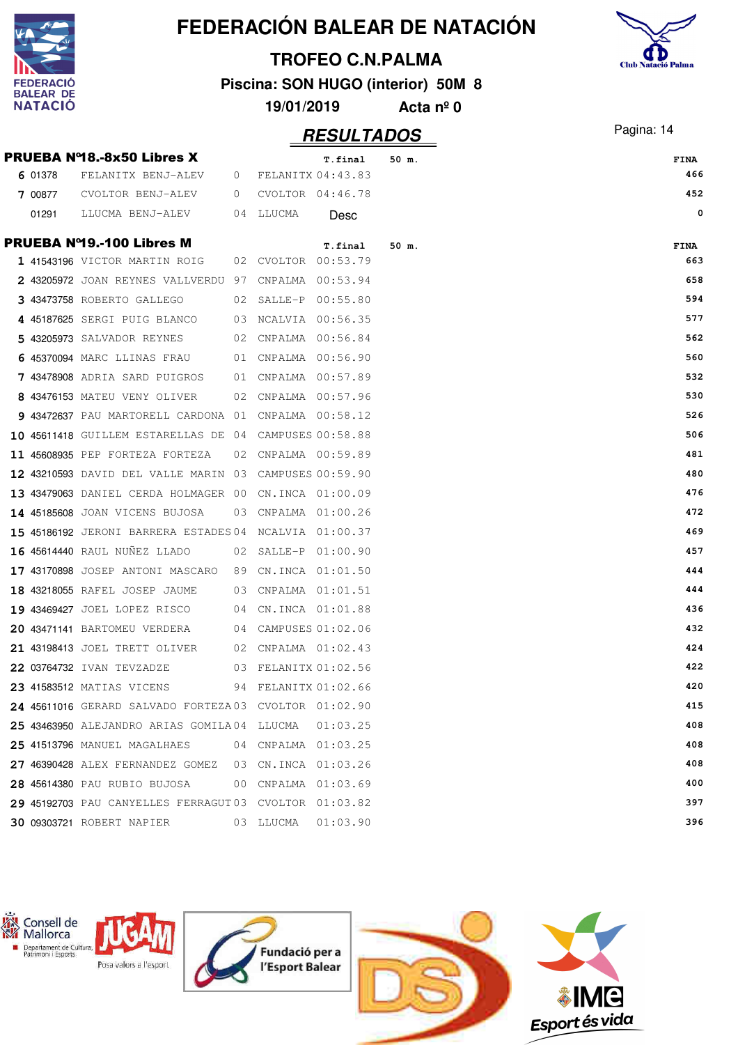# FEDERACIÓN BALEAR DE NATACIÓN

## TROFEO C.N.PALMA

**Piscina: SON HUGO (interior) 50M 8**

**19/01/2019 Acta nº 0**

## RESULTADOS

### PRUEBA Nº18.-8x50 Libres X

| | | | | | T.final | 50 m. | FINA |
|---|---|---|---|---|---|---|---|
| 6 | 01378 | FELANITX BENJ-ALEV | 0 | FELANITX | 04:43.83 | | 466 |
| 7 | 00877 | CVOLTOR BENJ-ALEV | 0 | CVOLTOR | 04:46.78 | | 452 |
| | 01291 | LLUCMA BENJ-ALEV | 04 | LLUCMA | Desc | | 0 |

### PRUEBA Nº19.-100 Libres M

| | | | | | T.final | 50 m. | FINA |
|---|---|---|---|---|---|---|---|
| 1 | 41543196 | VICTOR MARTIN ROIG | 02 | CVOLTOR | 00:53.79 | | 663 |
| 2 | 43205972 | JOAN REYNES VALLVERDU | 97 | CNPALMA | 00:53.94 | | 658 |
| 3 | 43473758 | ROBERTO GALLEGO | 02 | SALLE-P | 00:55.80 | | 594 |
| 4 | 45187625 | SERGI PUIG BLANCO | 03 | NCALVIA | 00:56.35 | | 577 |
| 5 | 43205973 | SALVADOR REYNES | 02 | CNPALMA | 00:56.84 | | 562 |
| 6 | 45370094 | MARC LLINAS FRAU | 01 | CNPALMA | 00:56.90 | | 560 |
| 7 | 43478908 | ADRIA SARD PUIGROS | 01 | CNPALMA | 00:57.89 | | 532 |
| 8 | 43476153 | MATEU VENY OLIVER | 02 | CNPALMA | 00:57.96 | | 530 |
| 9 | 43472637 | PAU MARTORELL CARDONA | 01 | CNPALMA | 00:58.12 | | 526 |
| 10 | 45611418 | GUILLEM ESTARELLAS DE | 04 | CAMPUSES | 00:58.88 | | 506 |
| 11 | 45608935 | PEP FORTEZA FORTEZA | 02 | CNPALMA | 00:59.89 | | 481 |
| 12 | 43210593 | DAVID DEL VALLE MARIN | 03 | CAMPUSES | 00:59.90 | | 480 |
| 13 | 43479063 | DANIEL CERDA HOLMAGER | 00 | CN.INCA | 01:00.09 | | 476 |
| 14 | 45185608 | JOAN VICENS BUJOSA | 03 | CNPALMA | 01:00.26 | | 472 |
| 15 | 45186192 | JERONI BARRERA ESTADES | 04 | NCALVIA | 01:00.37 | | 469 |
| 16 | 45614440 | RAUL NUÑEZ LLADO | 02 | SALLE-P | 01:00.90 | | 457 |
| 17 | 43170898 | JOSEP ANTONI MASCARO | 89 | CN.INCA | 01:01.50 | | 444 |
| 18 | 43218055 | RAFEL JOSEP JAUME | 03 | CNPALMA | 01:01.51 | | 444 |
| 19 | 43469427 | JOEL LOPEZ RISCO | 04 | CN.INCA | 01:01.88 | | 436 |
| 20 | 43471141 | BARTOMEU VERDERA | 04 | CAMPUSES | 01:02.06 | | 432 |
| 21 | 43198413 | JOEL TRETT OLIVER | 02 | CNPALMA | 01:02.43 | | 424 |
| 22 | 03764732 | IVAN TEVZADZE | 03 | FELANITX | 01:02.56 | | 422 |
| 23 | 41583512 | MATIAS VICENS | 94 | FELANITX | 01:02.66 | | 420 |
| 24 | 45611016 | GERARD SALVADO FORTEZA | 03 | CVOLTOR | 01:02.90 | | 415 |
| 25 | 43463950 | ALEJANDRO ARIAS GOMILA | 04 | LLUCMA | 01:03.25 | | 408 |
| 25 | 41513796 | MANUEL MAGALHAES | 04 | CNPALMA | 01:03.25 | | 408 |
| 27 | 46390428 | ALEX FERNANDEZ GOMEZ | 03 | CN.INCA | 01:03.26 | | 408 |
| 28 | 45614380 | PAU RUBIO BUJOSA | 00 | CNPALMA | 01:03.69 | | 400 |
| 29 | 45192703 | PAU CANYELLES FERRAGUT | 03 | CVOLTOR | 01:03.82 | | 397 |
| 30 | 09303721 | ROBERT NAPIER | 03 | LLUCMA | 01:03.90 | | 396 |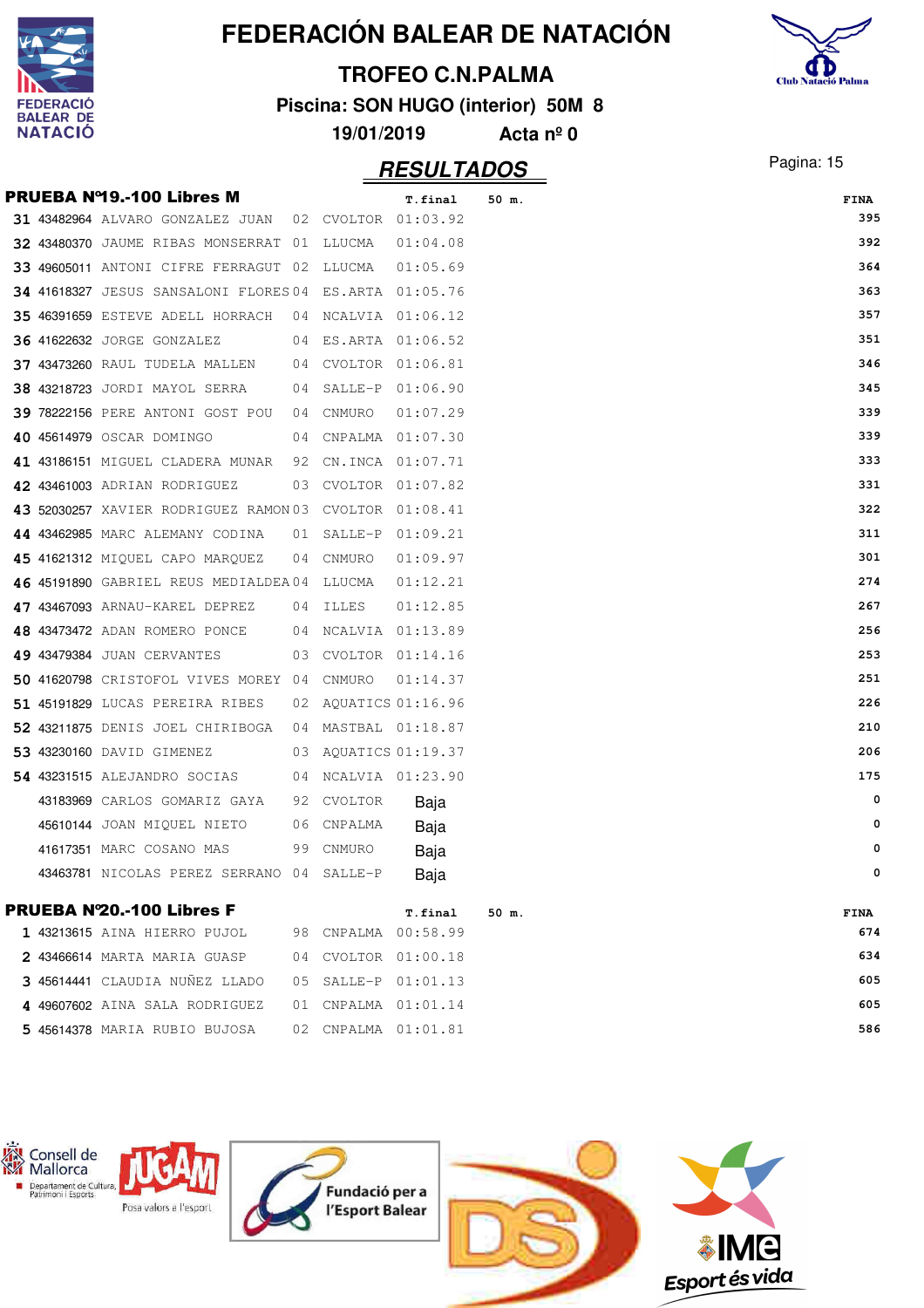# FEDERACIÓN BALEAR DE NATACIÓN

## TROFEO C.N.PALMA

**Piscina: SON HUGO (interior) 50M 8**

**19/01/2019 Acta nº 0**

## RESULTADOS

### PRUEBA Nº19.-100 Libres M

| Pos. | Licencia | Nombre | Año | Club | T.final | 50 m. | FINA |
|---|---|---|---|---|---|---|---|
| 31 | 43482964 | ALVARO GONZALEZ JUAN | 02 | CVOLTOR | 01:03.92 | | 395 |
| 32 | 43480370 | JAUME RIBAS MONSERRAT | 01 | LLUCMA | 01:04.08 | | 392 |
| 33 | 49605011 | ANTONI CIFRE FERRAGUT | 02 | LLUCMA | 01:05.69 | | 364 |
| 34 | 41618327 | JESUS SANSALONI FLORES | 04 | ES.ARTA | 01:05.76 | | 363 |
| 35 | 46391659 | ESTEVE ADELL HORRACH | 04 | NCALVIA | 01:06.12 | | 357 |
| 36 | 41622632 | JORGE GONZALEZ | 04 | ES.ARTA | 01:06.52 | | 351 |
| 37 | 43473260 | RAUL TUDELA MALLEN | 04 | CVOLTOR | 01:06.81 | | 346 |
| 38 | 43218723 | JORDI MAYOL SERRA | 04 | SALLE-P | 01:06.90 | | 345 |
| 39 | 78222156 | PERE ANTONI GOST POU | 04 | CNMURO | 01:07.29 | | 339 |
| 40 | 45614979 | OSCAR DOMINGO | 04 | CNPALMA | 01:07.30 | | 339 |
| 41 | 43186151 | MIGUEL CLADERA MUNAR | 92 | CN.INCA | 01:07.71 | | 333 |
| 42 | 43461003 | ADRIAN RODRIGUEZ | 03 | CVOLTOR | 01:07.82 | | 331 |
| 43 | 52030257 | XAVIER RODRIGUEZ RAMON | 03 | CVOLTOR | 01:08.41 | | 322 |
| 44 | 43462985 | MARC ALEMANY CODINA | 01 | SALLE-P | 01:09.21 | | 311 |
| 45 | 41621312 | MIQUEL CAPO MARQUEZ | 04 | CNMURO | 01:09.97 | | 301 |
| 46 | 45191890 | GABRIEL REUS MEDIALDEA | 04 | LLUCMA | 01:12.21 | | 274 |
| 47 | 43467093 | ARNAU-KAREL DEPREZ | 04 | ILLES | 01:12.85 | | 267 |
| 48 | 43473472 | ADAN ROMERO PONCE | 04 | NCALVIA | 01:13.89 | | 256 |
| 49 | 43479384 | JUAN CERVANTES | 03 | CVOLTOR | 01:14.16 | | 253 |
| 50 | 41620798 | CRISTOFOL VIVES MOREY | 04 | CNMURO | 01:14.37 | | 251 |
| 51 | 45191829 | LUCAS PEREIRA RIBES | 02 | AQUATICS | 01:16.96 | | 226 |
| 52 | 43211875 | DENIS JOEL CHIRIBOGA | 04 | MASTBAL | 01:18.87 | | 210 |
| 53 | 43230160 | DAVID GIMENEZ | 03 | AQUATICS | 01:19.37 | | 206 |
| 54 | 43231515 | ALEJANDRO SOCIAS | 04 | NCALVIA | 01:23.90 | | 175 |
| | 43183969 | CARLOS GOMARIZ GAYA | 92 | CVOLTOR | Baja | | 0 |
| | 45610144 | JOAN MIQUEL NIETO | 06 | CNPALMA | Baja | | 0 |
| | 41617351 | MARC COSANO MAS | 99 | CNMURO | Baja | | 0 |
| | 43463781 | NICOLAS PEREZ SERRANO | 04 | SALLE-P | Baja | | 0 |

### PRUEBA Nº20.-100 Libres F

| Pos. | Licencia | Nombre | Año | Club | T.final | 50 m. | FINA |
|---|---|---|---|---|---|---|---|
| 1 | 43213615 | AINA HIERRO PUJOL | 98 | CNPALMA | 00:58.99 | | 674 |
| 2 | 43466614 | MARTA MARIA GUASP | 04 | CVOLTOR | 01:00.18 | | 634 |
| 3 | 45614441 | CLAUDIA NUÑEZ LLADO | 05 | SALLE-P | 01:01.13 | | 605 |
| 4 | 49607602 | AINA SALA RODRIGUEZ | 01 | CNPALMA | 01:01.14 | | 605 |
| 5 | 45614378 | MARIA RUBIO BUJOSA | 02 | CNPALMA | 01:01.81 | | 586 |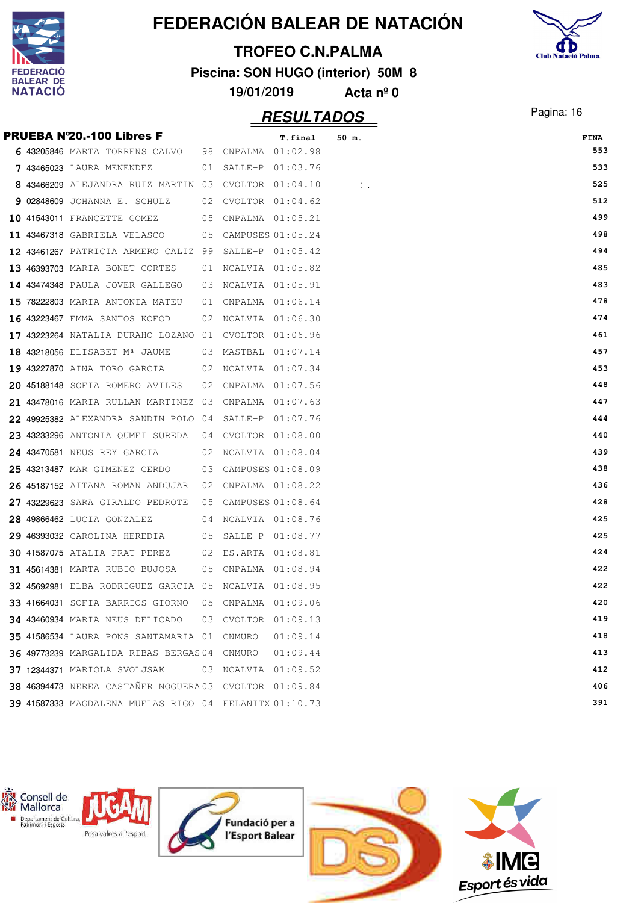# FEDERACIÓN BALEAR DE NATACIÓN

## TROFEO C.N.PALMA

**Piscina: SON HUGO (interior) 50M 8**

**19/01/2019 Acta nº 0**

## RESULTADOS

### PRUEBA Nº20.-100 Libres F

| | | | | | T.final | 50 m. | FINA |
|---|---|---|---|---|---|---|---|
| 6 | 43205846 | MARTA TORRENS CALVO | 98 | CNPALMA | 01:02.98 | | 553 |
| 7 | 43465023 | LAURA MENENDEZ | 01 | SALLE-P | 01:03.76 | | 533 |
| 8 | 43466209 | ALEJANDRA RUIZ MARTIN | 03 | CVOLTOR | 01:04.10 | : . | 525 |
| 9 | 02848609 | JOHANNA E. SCHULZ | 02 | CVOLTOR | 01:04.62 | | 512 |
| 10 | 41543011 | FRANCETTE GOMEZ | 05 | CNPALMA | 01:05.21 | | 499 |
| 11 | 43467318 | GABRIELA VELASCO | 05 | CAMPUSES | 01:05.24 | | 498 |
| 12 | 43461267 | PATRICIA ARMERO CALIZ | 99 | SALLE-P | 01:05.42 | | 494 |
| 13 | 46393703 | MARIA BONET CORTES | 01 | NCALVIA | 01:05.82 | | 485 |
| 14 | 43474348 | PAULA JOVER GALLEGO | 03 | NCALVIA | 01:05.91 | | 483 |
| 15 | 78222803 | MARIA ANTONIA MATEU | 01 | CNPALMA | 01:06.14 | | 478 |
| 16 | 43223467 | EMMA SANTOS KOFOD | 02 | NCALVIA | 01:06.30 | | 474 |
| 17 | 43223264 | NATALIA DURAHO LOZANO | 01 | CVOLTOR | 01:06.96 | | 461 |
| 18 | 43218056 | ELISABET Mª JAUME | 03 | MASTBAL | 01:07.14 | | 457 |
| 19 | 43227870 | AINA TORO GARCIA | 02 | NCALVIA | 01:07.34 | | 453 |
| 20 | 45188148 | SOFIA ROMERO AVILES | 02 | CNPALMA | 01:07.56 | | 448 |
| 21 | 43478016 | MARIA RULLAN MARTINEZ | 03 | CNPALMA | 01:07.63 | | 447 |
| 22 | 49925382 | ALEXANDRA SANDIN POLO | 04 | SALLE-P | 01:07.76 | | 444 |
| 23 | 43233296 | ANTONIA QUMEI SUREDA | 04 | CVOLTOR | 01:08.00 | | 440 |
| 24 | 43470581 | NEUS REY GARCIA | 02 | NCALVIA | 01:08.04 | | 439 |
| 25 | 43213487 | MAR GIMENEZ CERDO | 03 | CAMPUSES | 01:08.09 | | 438 |
| 26 | 45187152 | AITANA ROMAN ANDUJAR | 02 | CNPALMA | 01:08.22 | | 436 |
| 27 | 43229623 | SARA GIRALDO PEDROTE | 05 | CAMPUSES | 01:08.64 | | 428 |
| 28 | 49866462 | LUCIA GONZALEZ | 04 | NCALVIA | 01:08.76 | | 425 |
| 29 | 46393032 | CAROLINA HEREDIA | 05 | SALLE-P | 01:08.77 | | 425 |
| 30 | 41587075 | ATALIA PRAT PEREZ | 02 | ES.ARTA | 01:08.81 | | 424 |
| 31 | 45614381 | MARTA RUBIO BUJOSA | 05 | CNPALMA | 01:08.94 | | 422 |
| 32 | 45692981 | ELBA RODRIGUEZ GARCIA | 05 | NCALVIA | 01:08.95 | | 422 |
| 33 | 41664031 | SOFIA BARRIOS GIORNO | 05 | CNPALMA | 01:09.06 | | 420 |
| 34 | 43460934 | MARIA NEUS DELICADO | 03 | CVOLTOR | 01:09.13 | | 419 |
| 35 | 41586534 | LAURA PONS SANTAMARIA | 01 | CNMURO | 01:09.14 | | 418 |
| 36 | 49773239 | MARGALIDA RIBAS BERGAS | 04 | CNMURO | 01:09.44 | | 413 |
| 37 | 12344371 | MARIOLA SVOLJSAK | 03 | NCALVIA | 01:09.52 | | 412 |
| 38 | 46394473 | NEREA CASTAÑER NOGUERA | 03 | CVOLTOR | 01:09.84 | | 406 |
| 39 | 41587333 | MAGDALENA MUELAS RIGO | 04 | FELANITX | 01:10.73 | | 391 |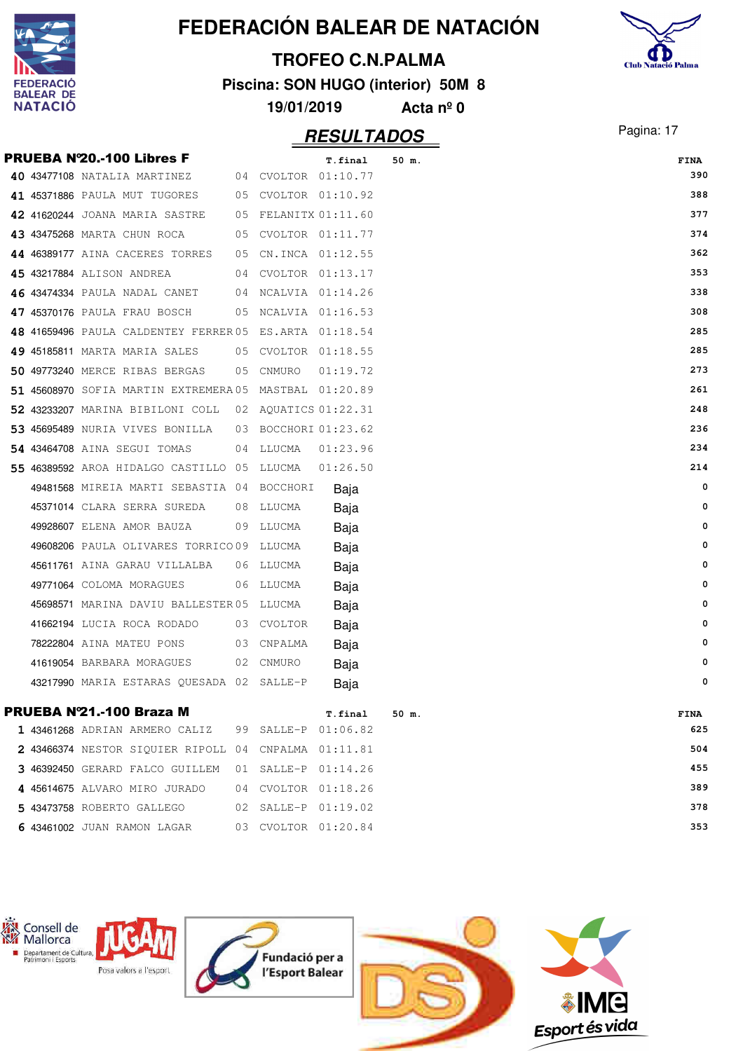# FEDERACIÓN BALEAR DE NATACIÓN

## TROFEO C.N.PALMA

**Piscina: SON HUGO (interior) 50M 8**

**19/01/2019 Acta nº 0**

## RESULTADOS

### PRUEBA Nº20.-100 Libres F

| | | | | | T.final | 50 m. | FINA |
|---|---|---|---|---|---|---|---|
| 40 | 43477108 | NATALIA MARTINEZ | 04 | CVOLTOR | 01:10.77 | | 390 |
| 41 | 45371886 | PAULA MUT TUGORES | 05 | CVOLTOR | 01:10.92 | | 388 |
| 42 | 41620244 | JOANA MARIA SASTRE | 05 | FELANITX | 01:11.60 | | 377 |
| 43 | 43475268 | MARTA CHUN ROCA | 05 | CVOLTOR | 01:11.77 | | 374 |
| 44 | 46389177 | AINA CACERES TORRES | 05 | CN.INCA | 01:12.55 | | 362 |
| 45 | 43217884 | ALISON ANDREA | 04 | CVOLTOR | 01:13.17 | | 353 |
| 46 | 43474334 | PAULA NADAL CANET | 04 | NCALVIA | 01:14.26 | | 338 |
| 47 | 45370176 | PAULA FRAU BOSCH | 05 | NCALVIA | 01:16.53 | | 308 |
| 48 | 41659496 | PAULA CALDENTEY FERRER | 05 | ES.ARTA | 01:18.54 | | 285 |
| 49 | 45185811 | MARTA MARIA SALES | 05 | CVOLTOR | 01:18.55 | | 285 |
| 50 | 49773240 | MERCE RIBAS BERGAS | 05 | CNMURO | 01:19.72 | | 273 |
| 51 | 45608970 | SOFIA MARTIN EXTREMERA | 05 | MASTBAL | 01:20.89 | | 261 |
| 52 | 43233207 | MARINA BIBILONI COLL | 02 | AQUATICS | 01:22.31 | | 248 |
| 53 | 45695489 | NURIA VIVES BONILLA | 03 | BOCCHORI | 01:23.62 | | 236 |
| 54 | 43464708 | AINA SEGUI TOMAS | 04 | LLUCMA | 01:23.96 | | 234 |
| 55 | 46389592 | AROA HIDALGO CASTILLO | 05 | LLUCMA | 01:26.50 | | 214 |
| | 49481568 | MIREIA MARTI SEBASTIA | 04 | BOCCHORI | Baja | | 0 |
| | 45371014 | CLARA SERRA SUREDA | 08 | LLUCMA | Baja | | 0 |
| | 49928607 | ELENA AMOR BAUZA | 09 | LLUCMA | Baja | | 0 |
| | 49608206 | PAULA OLIVARES TORRICO | 09 | LLUCMA | Baja | | 0 |
| | 45611761 | AINA GARAU VILLALBA | 06 | LLUCMA | Baja | | 0 |
| | 49771064 | COLOMA MORAGUES | 06 | LLUCMA | Baja | | 0 |
| | 45698571 | MARINA DAVIU BALLESTER | 05 | LLUCMA | Baja | | 0 |
| | 41662194 | LUCIA ROCA RODADO | 03 | CVOLTOR | Baja | | 0 |
| | 78222804 | AINA MATEU PONS | 03 | CNPALMA | Baja | | 0 |
| | 41619054 | BARBARA MORAGUES | 02 | CNMURO | Baja | | 0 |
| | 43217990 | MARIA ESTARAS QUESADA | 02 | SALLE-P | Baja | | 0 |

### PRUEBA Nº21.-100 Braza M

| | | | | | T.final | 50 m. | FINA |
|---|---|---|---|---|---|---|---|
| 1 | 43461268 | ADRIAN ARMERO CALIZ | 99 | SALLE-P | 01:06.82 | | 625 |
| 2 | 43466374 | NESTOR SIQUIER RIPOLL | 04 | CNPALMA | 01:11.81 | | 504 |
| 3 | 46392450 | GERARD FALCO GUILLEM | 01 | SALLE-P | 01:14.26 | | 455 |
| 4 | 45614675 | ALVARO MIRO JURADO | 04 | CVOLTOR | 01:18.26 | | 389 |
| 5 | 43473758 | ROBERTO GALLEGO | 02 | SALLE-P | 01:19.02 | | 378 |
| 6 | 43461002 | JUAN RAMON LAGAR | 03 | CVOLTOR | 01:20.84 | | 353 |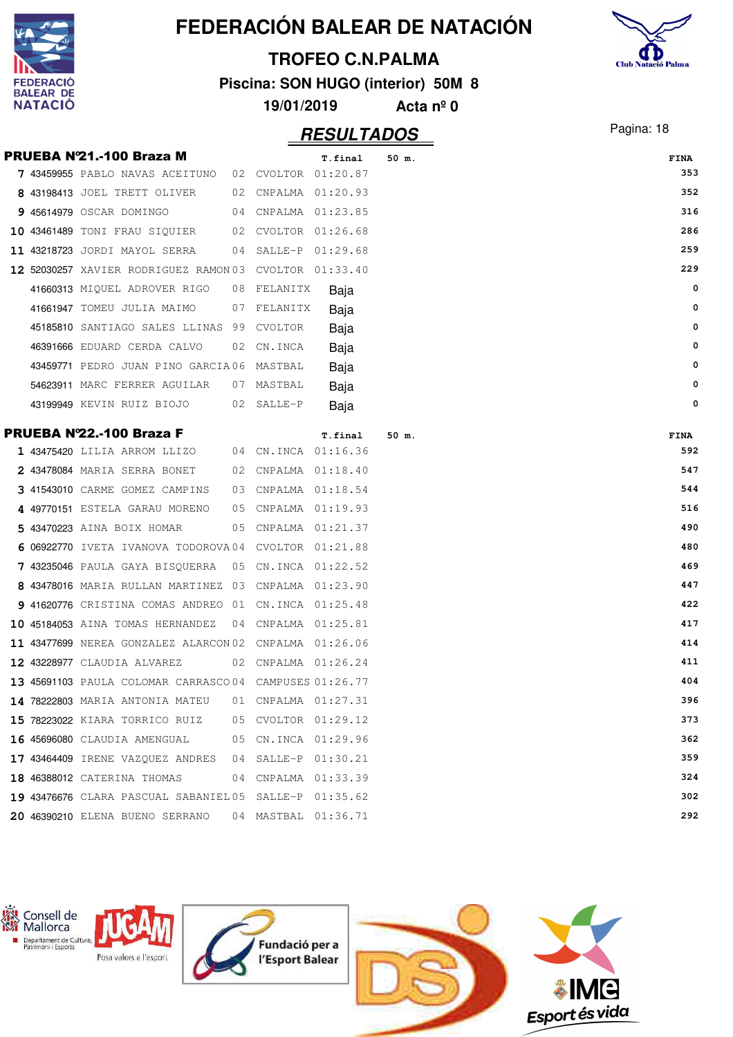# FEDERACIÓN BALEAR DE NATACIÓN

## TROFEO C.N.PALMA

**Piscina: SON HUGO (interior) 50M 8**

**19/01/2019 Acta nº 0**

## RESULTADOS

### PRUEBA Nº21.-100 Braza M

| Pos. | DNI | Nombre | Año | Club | T.final | 50 m. | FINA |
|---|---|---|---|---|---|---|---|
| 7 | 43459955 | PABLO NAVAS ACEITUNO | 02 | CVOLTOR | 01:20.87 | | 353 |
| 8 | 43198413 | JOEL TRETT OLIVER | 02 | CNPALMA | 01:20.93 | | 352 |
| 9 | 45614979 | OSCAR DOMINGO | 04 | CNPALMA | 01:23.85 | | 316 |
| 10 | 43461489 | TONI FRAU SIQUIER | 02 | CVOLTOR | 01:26.68 | | 286 |
| 11 | 43218723 | JORDI MAYOL SERRA | 04 | SALLE-P | 01:29.68 | | 259 |
| 12 | 52030257 | XAVIER RODRIGUEZ RAMON | 03 | CVOLTOR | 01:33.40 | | 229 |
| | 41660313 | MIQUEL ADROVER RIGO | 08 | FELANITX | Baja | | 0 |
| | 41661947 | TOMEU JULIA MAIMO | 07 | FELANITX | Baja | | 0 |
| | 45185810 | SANTIAGO SALES LLINAS | 99 | CVOLTOR | Baja | | 0 |
| | 46391666 | EDUARD CERDA CALVO | 02 | CN.INCA | Baja | | 0 |
| | 43459771 | PEDRO JUAN PINO GARCIA | 06 | MASTBAL | Baja | | 0 |
| | 54623911 | MARC FERRER AGUILAR | 07 | MASTBAL | Baja | | 0 |
| | 43199949 | KEVIN RUIZ BIOJO | 02 | SALLE-P | Baja | | 0 |

### PRUEBA Nº22.-100 Braza F

| Pos. | DNI | Nombre | Año | Club | T.final | 50 m. | FINA |
|---|---|---|---|---|---|---|---|
| 1 | 43475420 | LILIA ARROM LLIZO | 04 | CN.INCA | 01:16.36 | | 592 |
| 2 | 43478084 | MARIA SERRA BONET | 02 | CNPALMA | 01:18.40 | | 547 |
| 3 | 41543010 | CARME GOMEZ CAMPINS | 03 | CNPALMA | 01:18.54 | | 544 |
| 4 | 49770151 | ESTELA GARAU MORENO | 05 | CNPALMA | 01:19.93 | | 516 |
| 5 | 43470223 | AINA BOIX HOMAR | 05 | CNPALMA | 01:21.37 | | 490 |
| 6 | 06922770 | IVETA IVANOVA TODOROVA | 04 | CVOLTOR | 01:21.88 | | 480 |
| 7 | 43235046 | PAULA GAYA BISQUERRA | 05 | CN.INCA | 01:22.52 | | 469 |
| 8 | 43478016 | MARIA RULLAN MARTINEZ | 03 | CNPALMA | 01:23.90 | | 447 |
| 9 | 41620776 | CRISTINA COMAS ANDREO | 01 | CN.INCA | 01:25.48 | | 422 |
| 10 | 45184053 | AINA TOMAS HERNANDEZ | 04 | CNPALMA | 01:25.81 | | 417 |
| 11 | 43477699 | NEREA GONZALEZ ALARCON | 02 | CNPALMA | 01:26.06 | | 414 |
| 12 | 43228977 | CLAUDIA ALVAREZ | 02 | CNPALMA | 01:26.24 | | 411 |
| 13 | 45691103 | PAULA COLOMAR CARRASCO | 04 | CAMPUSES | 01:26.77 | | 404 |
| 14 | 78222803 | MARIA ANTONIA MATEU | 01 | CNPALMA | 01:27.31 | | 396 |
| 15 | 78223022 | KIARA TORRICO RUIZ | 05 | CVOLTOR | 01:29.12 | | 373 |
| 16 | 45696080 | CLAUDIA AMENGUAL | 05 | CN.INCA | 01:29.96 | | 362 |
| 17 | 43464409 | IRENE VAZQUEZ ANDRES | 04 | SALLE-P | 01:30.21 | | 359 |
| 18 | 46388012 | CATERINA THOMAS | 04 | CNPALMA | 01:33.39 | | 324 |
| 19 | 43476676 | CLARA PASCUAL SABANIEL | 05 | SALLE-P | 01:35.62 | | 302 |
| 20 | 46390210 | ELENA BUENO SERRANO | 04 | MASTBAL | 01:36.71 | | 292 |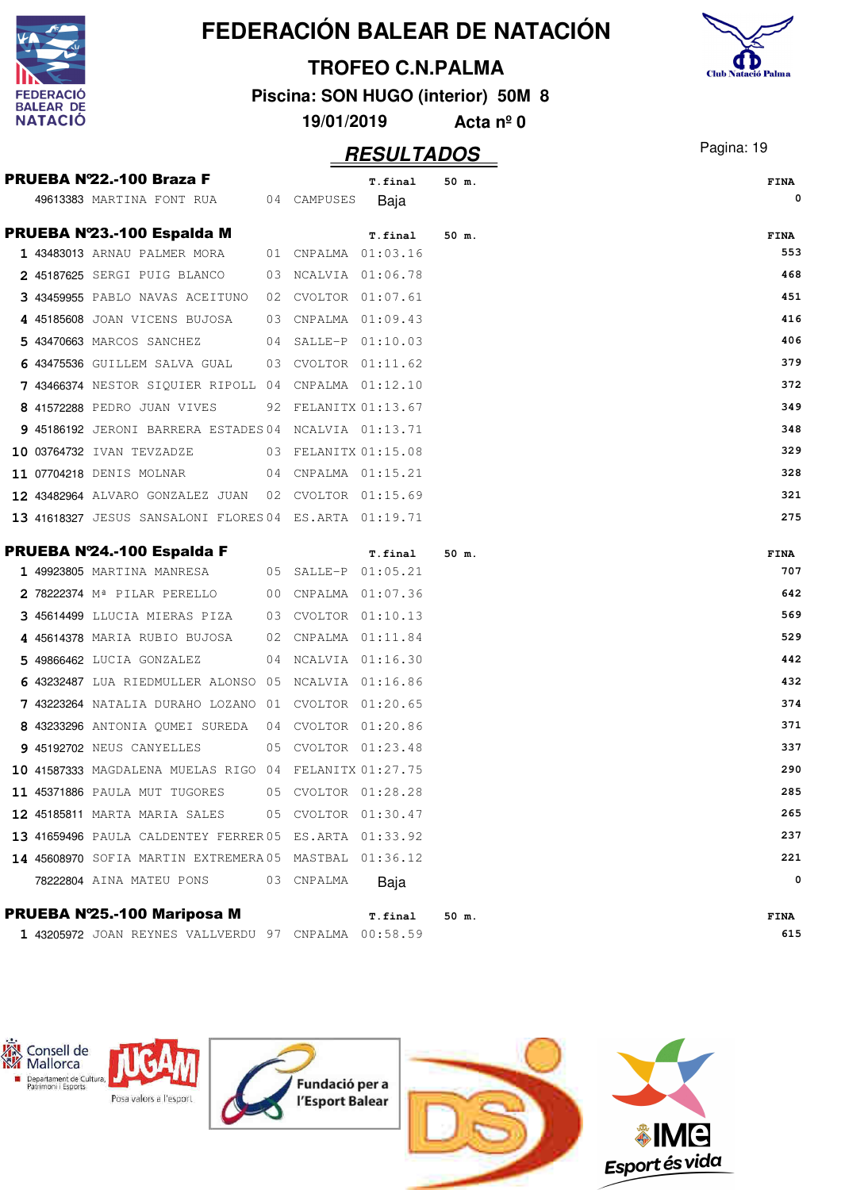# FEDERACIÓN BALEAR DE NATACIÓN

**TROFEO C.N.PALMA**

**Piscina: SON HUGO (interior) 50M 8**

**19/01/2019 Acta nº 0**

## RESULTADOS

### PRUEBA Nº22.-100 Braza F

| | Licencia | Nombre | Año | Club | T.final | 50 m. | FINA |
|---|---|---|---|---|---|---|---|
| | 49613383 | MARTINA FONT RUA | 04 | CAMPUSES | Baja | | 0 |

### PRUEBA Nº23.-100 Espalda M

| | Licencia | Nombre | Año | Club | T.final | 50 m. | FINA |
|---|---|---|---|---|---|---|---|
| 1 | 43483013 | ARNAU PALMER MORA | 01 | CNPALMA | 01:03.16 | | 553 |
| 2 | 45187625 | SERGI PUIG BLANCO | 03 | NCALVIA | 01:06.78 | | 468 |
| 3 | 43459955 | PABLO NAVAS ACEITUNO | 02 | CVOLTOR | 01:07.61 | | 451 |
| 4 | 45185608 | JOAN VICENS BUJOSA | 03 | CNPALMA | 01:09.43 | | 416 |
| 5 | 43470663 | MARCOS SANCHEZ | 04 | SALLE-P | 01:10.03 | | 406 |
| 6 | 43475536 | GUILLEM SALVA GUAL | 03 | CVOLTOR | 01:11.62 | | 379 |
| 7 | 43466374 | NESTOR SIQUIER RIPOLL | 04 | CNPALMA | 01:12.10 | | 372 |
| 8 | 41572288 | PEDRO JUAN VIVES | 92 | FELANITX | 01:13.67 | | 349 |
| 9 | 45186192 | JERONI BARRERA ESTADES | 04 | NCALVIA | 01:13.71 | | 348 |
| 10 | 03764732 | IVAN TEVZADZE | 03 | FELANITX | 01:15.08 | | 329 |
| 11 | 07704218 | DENIS MOLNAR | 04 | CNPALMA | 01:15.21 | | 328 |
| 12 | 43482964 | ALVARO GONZALEZ JUAN | 02 | CVOLTOR | 01:15.69 | | 321 |
| 13 | 41618327 | JESUS SANSALONI FLORES | 04 | ES.ARTA | 01:19.71 | | 275 |

### PRUEBA Nº24.-100 Espalda F

| | Licencia | Nombre | Año | Club | T.final | 50 m. | FINA |
|---|---|---|---|---|---|---|---|
| 1 | 49923805 | MARTINA MANRESA | 05 | SALLE-P | 01:05.21 | | 707 |
| 2 | 78222374 | Mª PILAR PERELLO | 00 | CNPALMA | 01:07.36 | | 642 |
| 3 | 45614499 | LLUCIA MIERAS PIZA | 03 | CVOLTOR | 01:10.13 | | 569 |
| 4 | 45614378 | MARIA RUBIO BUJOSA | 02 | CNPALMA | 01:11.84 | | 529 |
| 5 | 49866462 | LUCIA GONZALEZ | 04 | NCALVIA | 01:16.30 | | 442 |
| 6 | 43232487 | LUA RIEDMULLER ALONSO | 05 | NCALVIA | 01:16.86 | | 432 |
| 7 | 43223264 | NATALIA DURAHO LOZANO | 01 | CVOLTOR | 01:20.65 | | 374 |
| 8 | 43233296 | ANTONIA QUMEI SUREDA | 04 | CVOLTOR | 01:20.86 | | 371 |
| 9 | 45192702 | NEUS CANYELLES | 05 | CVOLTOR | 01:23.48 | | 337 |
| 10 | 41587333 | MAGDALENA MUELAS RIGO | 04 | FELANITX | 01:27.75 | | 290 |
| 11 | 45371886 | PAULA MUT TUGORES | 05 | CVOLTOR | 01:28.28 | | 285 |
| 12 | 45185811 | MARTA MARIA SALES | 05 | CVOLTOR | 01:30.47 | | 265 |
| 13 | 41659496 | PAULA CALDENTEY FERRER | 05 | ES.ARTA | 01:33.92 | | 237 |
| 14 | 45608970 | SOFIA MARTIN EXTREMERA | 05 | MASTBAL | 01:36.12 | | 221 |
| | 78222804 | AINA MATEU PONS | 03 | CNPALMA | Baja | | 0 |

### PRUEBA Nº25.-100 Mariposa M

| | Licencia | Nombre | Año | Club | T.final | 50 m. | FINA |
|---|---|---|---|---|---|---|---|
| 1 | 43205972 | JOAN REYNES VALLVERDU | 97 | CNPALMA | 00:58.59 | | 615 |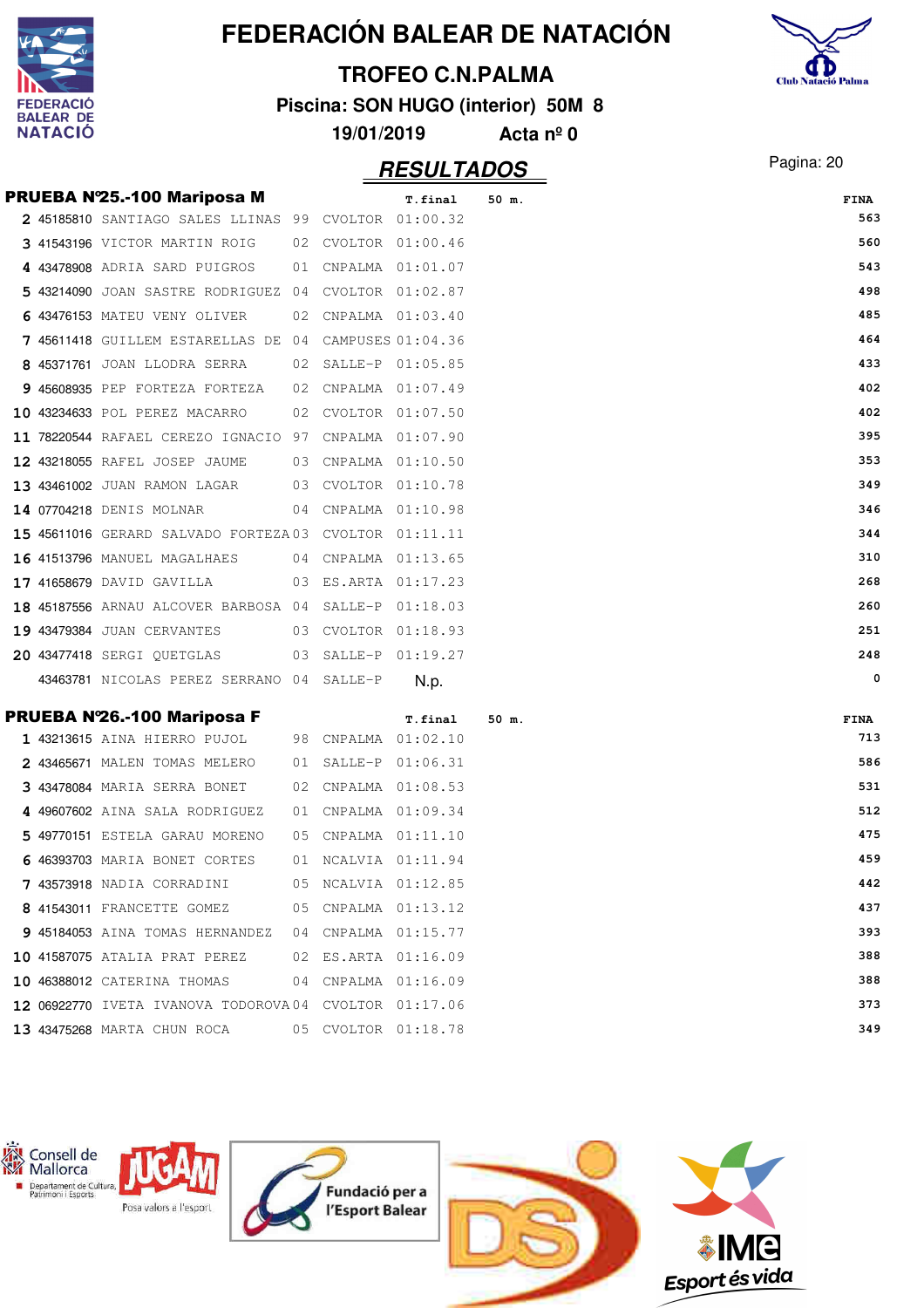# FEDERACIÓN BALEAR DE NATACIÓN

## TROFEO C.N.PALMA

**Piscina: SON HUGO (interior) 50M 8**

**19/01/2019 Acta nº 0**

## RESULTADOS

### PRUEBA Nº25.-100 Mariposa M

| Pos | Licencia | Nombre | Año | Club | T.final | 50 m. | FINA |
|---|---|---|---|---|---|---|---|
| 2 | 45185810 | SANTIAGO SALES LLINAS | 99 | CVOLTOR | 01:00.32 | | 563 |
| 3 | 41543196 | VICTOR MARTIN ROIG | 02 | CVOLTOR | 01:00.46 | | 560 |
| 4 | 43478908 | ADRIA SARD PUIGROS | 01 | CNPALMA | 01:01.07 | | 543 |
| 5 | 43214090 | JOAN SASTRE RODRIGUEZ | 04 | CVOLTOR | 01:02.87 | | 498 |
| 6 | 43476153 | MATEU VENY OLIVER | 02 | CNPALMA | 01:03.40 | | 485 |
| 7 | 45611418 | GUILLEM ESTARELLAS DE | 04 | CAMPUSES | 01:04.36 | | 464 |
| 8 | 45371761 | JOAN LLODRA SERRA | 02 | SALLE-P | 01:05.85 | | 433 |
| 9 | 45608935 | PEP FORTEZA FORTEZA | 02 | CNPALMA | 01:07.49 | | 402 |
| 10 | 43234633 | POL PEREZ MACARRO | 02 | CVOLTOR | 01:07.50 | | 402 |
| 11 | 78220544 | RAFAEL CEREZO IGNACIO | 97 | CNPALMA | 01:07.90 | | 395 |
| 12 | 43218055 | RAFEL JOSEP JAUME | 03 | CNPALMA | 01:10.50 | | 353 |
| 13 | 43461002 | JUAN RAMON LAGAR | 03 | CVOLTOR | 01:10.78 | | 349 |
| 14 | 07704218 | DENIS MOLNAR | 04 | CNPALMA | 01:10.98 | | 346 |
| 15 | 45611016 | GERARD SALVADO FORTEZA | 03 | CVOLTOR | 01:11.11 | | 344 |
| 16 | 41513796 | MANUEL MAGALHAES | 04 | CNPALMA | 01:13.65 | | 310 |
| 17 | 41658679 | DAVID GAVILLA | 03 | ES.ARTA | 01:17.23 | | 268 |
| 18 | 45187556 | ARNAU ALCOVER BARBOSA | 04 | SALLE-P | 01:18.03 | | 260 |
| 19 | 43479384 | JUAN CERVANTES | 03 | CVOLTOR | 01:18.93 | | 251 |
| 20 | 43477418 | SERGI QUETGLAS | 03 | SALLE-P | 01:19.27 | | 248 |
| | 43463781 | NICOLAS PEREZ SERRANO | 04 | SALLE-P | N.p. | | 0 |

### PRUEBA Nº26.-100 Mariposa F

| Pos | Licencia | Nombre | Año | Club | T.final | 50 m. | FINA |
|---|---|---|---|---|---|---|---|
| 1 | 43213615 | AINA HIERRO PUJOL | 98 | CNPALMA | 01:02.10 | | 713 |
| 2 | 43465671 | MALEN TOMAS MELERO | 01 | SALLE-P | 01:06.31 | | 586 |
| 3 | 43478084 | MARIA SERRA BONET | 02 | CNPALMA | 01:08.53 | | 531 |
| 4 | 49607602 | AINA SALA RODRIGUEZ | 01 | CNPALMA | 01:09.34 | | 512 |
| 5 | 49770151 | ESTELA GARAU MORENO | 05 | CNPALMA | 01:11.10 | | 475 |
| 6 | 46393703 | MARIA BONET CORTES | 01 | NCALVIA | 01:11.94 | | 459 |
| 7 | 43573918 | NADIA CORRADINI | 05 | NCALVIA | 01:12.85 | | 442 |
| 8 | 41543011 | FRANCETTE GOMEZ | 05 | CNPALMA | 01:13.12 | | 437 |
| 9 | 45184053 | AINA TOMAS HERNANDEZ | 04 | CNPALMA | 01:15.77 | | 393 |
| 10 | 41587075 | ATALIA PRAT PEREZ | 02 | ES.ARTA | 01:16.09 | | 388 |
| 10 | 46388012 | CATERINA THOMAS | 04 | CNPALMA | 01:16.09 | | 388 |
| 12 | 06922770 | IVETA IVANOVA TODOROVA | 04 | CVOLTOR | 01:17.06 | | 373 |
| 13 | 43475268 | MARTA CHUN ROCA | 05 | CVOLTOR | 01:18.78 | | 349 |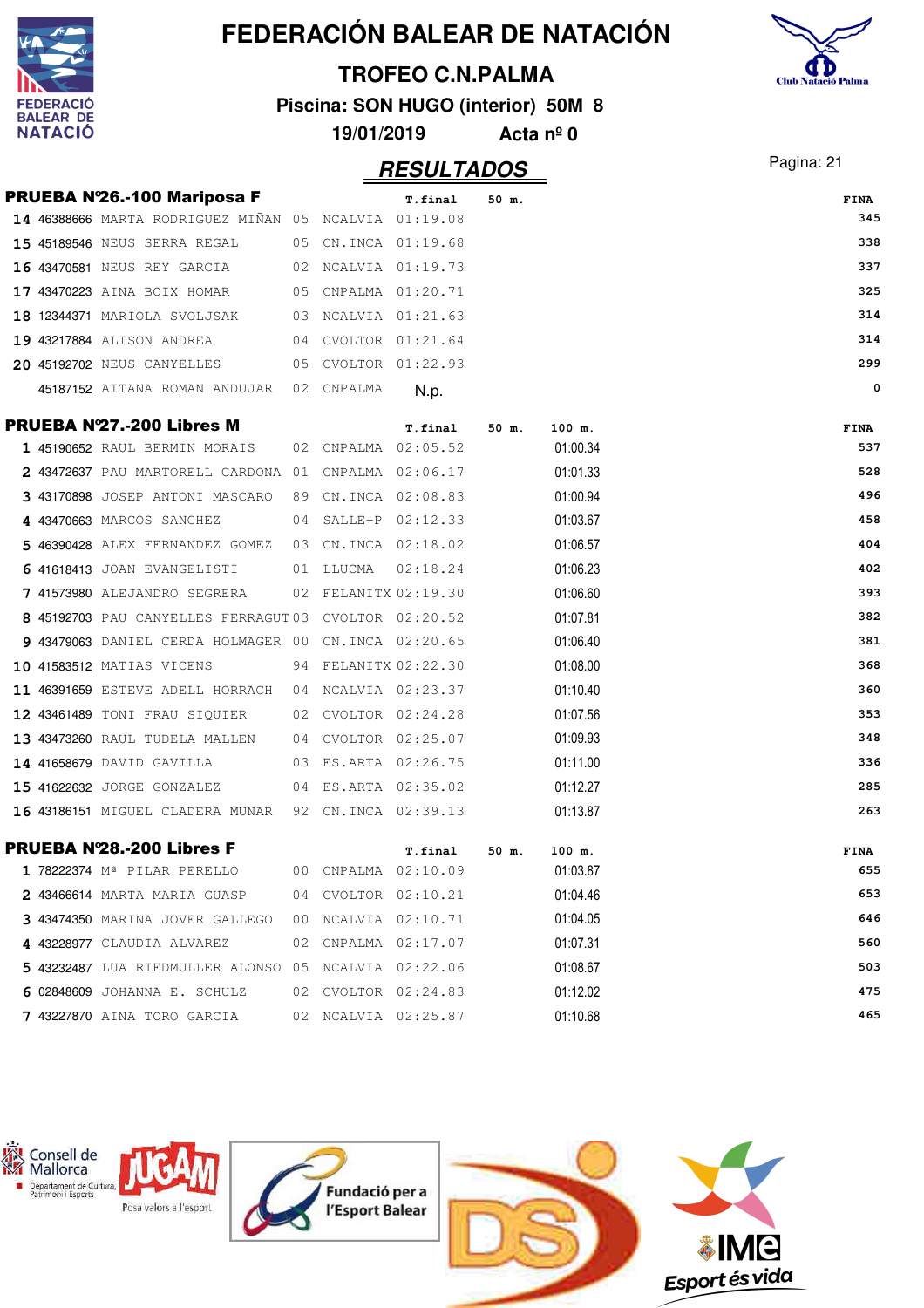# FEDERACIÓN BALEAR DE NATACIÓN

## TROFEO C.N.PALMA

**Piscina: SON HUGO (interior) 50M 8**

**19/01/2019 Acta nº 0**

## RESULTADOS

### PRUEBA Nº26.-100 Mariposa F

| Pos. | Licencia | Nombre | Año | Club | T.final | 50 m. | FINA |
|---|---|---|---|---|---|---|---|
| 14 | 46388666 | MARTA RODRIGUEZ MIÑAN | 05 | NCALVIA | 01:19.08 | | 345 |
| 15 | 45189546 | NEUS SERRA REGAL | 05 | CN.INCA | 01:19.68 | | 338 |
| 16 | 43470581 | NEUS REY GARCIA | 02 | NCALVIA | 01:19.73 | | 337 |
| 17 | 43470223 | AINA BOIX HOMAR | 05 | CNPALMA | 01:20.71 | | 325 |
| 18 | 12344371 | MARIOLA SVOLJSAK | 03 | NCALVIA | 01:21.63 | | 314 |
| 19 | 43217884 | ALISON ANDREA | 04 | CVOLTOR | 01:21.64 | | 314 |
| 20 | 45192702 | NEUS CANYELLES | 05 | CVOLTOR | 01:22.93 | | 299 |
| | 45187152 | AITANA ROMAN ANDUJAR | 02 | CNPALMA | N.p. | | 0 |

### PRUEBA Nº27.-200 Libres M

| Pos. | Licencia | Nombre | Año | Club | T.final | 50 m. | 100 m. | FINA |
|---|---|---|---|---|---|---|---|---|
| 1 | 45190652 | RAUL BERMIN MORAIS | 02 | CNPALMA | 02:05.52 | | 01:00.34 | 537 |
| 2 | 43472637 | PAU MARTORELL CARDONA | 01 | CNPALMA | 02:06.17 | | 01:01.33 | 528 |
| 3 | 43170898 | JOSEP ANTONI MASCARO | 89 | CN.INCA | 02:08.83 | | 01:00.94 | 496 |
| 4 | 43470663 | MARCOS SANCHEZ | 04 | SALLE-P | 02:12.33 | | 01:03.67 | 458 |
| 5 | 46390428 | ALEX FERNANDEZ GOMEZ | 03 | CN.INCA | 02:18.02 | | 01:06.57 | 404 |
| 6 | 41618413 | JOAN EVANGELISTI | 01 | LLUCMA | 02:18.24 | | 01:06.23 | 402 |
| 7 | 41573980 | ALEJANDRO SEGRERA | 02 | FELANITX | 02:19.30 | | 01:06.60 | 393 |
| 8 | 45192703 | PAU CANYELLES FERRAGUT | 03 | CVOLTOR | 02:20.52 | | 01:07.81 | 382 |
| 9 | 43479063 | DANIEL CERDA HOLMAGER | 00 | CN.INCA | 02:20.65 | | 01:06.40 | 381 |
| 10 | 41583512 | MATIAS VICENS | 94 | FELANITX | 02:22.30 | | 01:08.00 | 368 |
| 11 | 46391659 | ESTEVE ADELL HORRACH | 04 | NCALVIA | 02:23.37 | | 01:10.40 | 360 |
| 12 | 43461489 | TONI FRAU SIQUIER | 02 | CVOLTOR | 02:24.28 | | 01:07.56 | 353 |
| 13 | 43473260 | RAUL TUDELA MALLEN | 04 | CVOLTOR | 02:25.07 | | 01:09.93 | 348 |
| 14 | 41658679 | DAVID GAVILLA | 03 | ES.ARTA | 02:26.75 | | 01:11.00 | 336 |
| 15 | 41622632 | JORGE GONZALEZ | 04 | ES.ARTA | 02:35.02 | | 01:12.27 | 285 |
| 16 | 43186151 | MIGUEL CLADERA MUNAR | 92 | CN.INCA | 02:39.13 | | 01:13.87 | 263 |

### PRUEBA Nº28.-200 Libres F

| Pos. | Licencia | Nombre | Año | Club | T.final | 50 m. | 100 m. | FINA |
|---|---|---|---|---|---|---|---|---|
| 1 | 78222374 | Mª PILAR PERELLO | 00 | CNPALMA | 02:10.09 | | 01:03.87 | 655 |
| 2 | 43466614 | MARTA MARIA GUASP | 04 | CVOLTOR | 02:10.21 | | 01:04.46 | 653 |
| 3 | 43474350 | MARINA JOVER GALLEGO | 00 | NCALVIA | 02:10.71 | | 01:04.05 | 646 |
| 4 | 43228977 | CLAUDIA ALVAREZ | 02 | CNPALMA | 02:17.07 | | 01:07.31 | 560 |
| 5 | 43232487 | LUA RIEDMULLER ALONSO | 05 | NCALVIA | 02:22.06 | | 01:08.67 | 503 |
| 6 | 02848609 | JOHANNA E. SCHULZ | 02 | CVOLTOR | 02:24.83 | | 01:12.02 | 475 |
| 7 | 43227870 | AINA TORO GARCIA | 02 | NCALVIA | 02:25.87 | | 01:10.68 | 465 |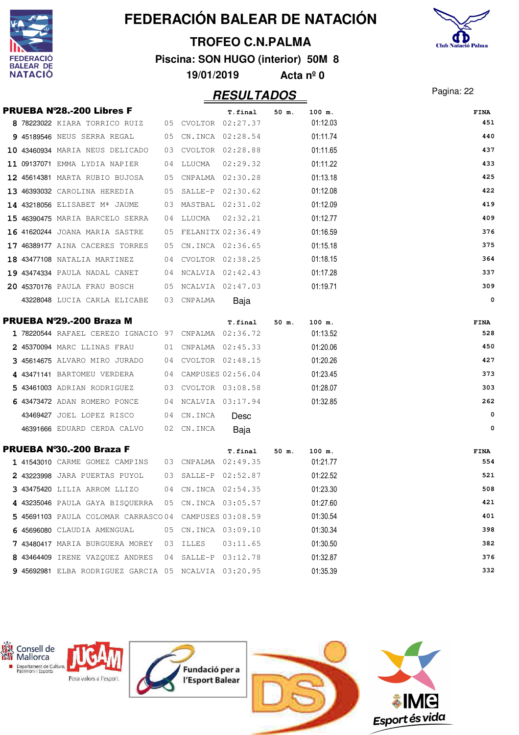# FEDERACIÓN BALEAR DE NATACIÓN

## TROFEO C.N.PALMA

**Piscina: SON HUGO (interior) 50M 8**

**19/01/2019 Acta nº 0**

## RESULTADOS

### PRUEBA Nº28.-200 Libres F

| | | | | | T.final | 50 m. | 100 m. | FINA |
|---|---|---|---|---|---|---|---|---|
| 8 | 78223022 | KIARA TORRICO RUIZ | 05 | CVOLTOR | 02:27.37 | | 01:12.03 | 451 |
| 9 | 45189546 | NEUS SERRA REGAL | 05 | CN.INCA | 02:28.54 | | 01:11.74 | 440 |
| 10 | 43460934 | MARIA NEUS DELICADO | 03 | CVOLTOR | 02:28.88 | | 01:11.65 | 437 |
| 11 | 09137071 | EMMA LYDIA NAPIER | 04 | LLUCMA | 02:29.32 | | 01:11.22 | 433 |
| 12 | 45614381 | MARTA RUBIO BUJOSA | 05 | CNPALMA | 02:30.28 | | 01:13.18 | 425 |
| 13 | 46393032 | CAROLINA HEREDIA | 05 | SALLE-P | 02:30.62 | | 01:12.08 | 422 |
| 14 | 43218056 | ELISABET Mª JAUME | 03 | MASTBAL | 02:31.02 | | 01:12.09 | 419 |
| 15 | 46390475 | MARIA BARCELO SERRA | 04 | LLUCMA | 02:32.21 | | 01:12.77 | 409 |
| 16 | 41620244 | JOANA MARIA SASTRE | 05 | FELANITX | 02:36.49 | | 01:16.59 | 376 |
| 17 | 46389177 | AINA CACERES TORRES | 05 | CN.INCA | 02:36.65 | | 01:15.18 | 375 |
| 18 | 43477108 | NATALIA MARTINEZ | 04 | CVOLTOR | 02:38.25 | | 01:18.15 | 364 |
| 19 | 43474334 | PAULA NADAL CANET | 04 | NCALVIA | 02:42.43 | | 01:17.28 | 337 |
| 20 | 45370176 | PAULA FRAU BOSCH | 05 | NCALVIA | 02:47.03 | | 01:19.71 | 309 |
| | 43228048 | LUCIA CARLA ELICABE | 03 | CNPALMA | Baja | | | 0 |

### PRUEBA Nº29.-200 Braza M

| | | | | | T.final | 50 m. | 100 m. | FINA |
|---|---|---|---|---|---|---|---|---|
| 1 | 78220544 | RAFAEL CEREZO IGNACIO | 97 | CNPALMA | 02:36.72 | | 01:13.52 | 528 |
| 2 | 45370094 | MARC LLINAS FRAU | 01 | CNPALMA | 02:45.33 | | 01:20.06 | 450 |
| 3 | 45614675 | ALVARO MIRO JURADO | 04 | CVOLTOR | 02:48.15 | | 01:20.26 | 427 |
| 4 | 43471141 | BARTOMEU VERDERA | 04 | CAMPUSES | 02:56.04 | | 01:23.45 | 373 |
| 5 | 43461003 | ADRIAN RODRIGUEZ | 03 | CVOLTOR | 03:08.58 | | 01:28.07 | 303 |
| 6 | 43473472 | ADAN ROMERO PONCE | 04 | NCALVIA | 03:17.94 | | 01:32.85 | 262 |
| | 43469427 | JOEL LOPEZ RISCO | 04 | CN.INCA | Desc | | | 0 |
| | 46391666 | EDUARD CERDA CALVO | 02 | CN.INCA | Baja | | | 0 |

### PRUEBA Nº30.-200 Braza F

| | | | | | T.final | 50 m. | 100 m. | FINA |
|---|---|---|---|---|---|---|---|---|
| 1 | 41543010 | CARME GOMEZ CAMPINS | 03 | CNPALMA | 02:49.35 | | 01:21.77 | 554 |
| 2 | 43223998 | JARA PUERTAS PUYOL | 03 | SALLE-P | 02:52.87 | | 01:22.52 | 521 |
| 3 | 43475420 | LILIA ARROM LLIZO | 04 | CN.INCA | 02:54.35 | | 01:23.30 | 508 |
| 4 | 43235046 | PAULA GAYA BISQUERRA | 05 | CN.INCA | 03:05.57 | | 01:27.60 | 421 |
| 5 | 45691103 | PAULA COLOMAR CARRASCO | 04 | CAMPUSES | 03:08.59 | | 01:30.54 | 401 |
| 6 | 45696080 | CLAUDIA AMENGUAL | 05 | CN.INCA | 03:09.10 | | 01:30.34 | 398 |
| 7 | 43480417 | MARIA BURGUERA MOREY | 03 | ILLES | 03:11.65 | | 01:30.50 | 382 |
| 8 | 43464409 | IRENE VAZQUEZ ANDRES | 04 | SALLE-P | 03:12.78 | | 01:32.87 | 376 |
| 9 | 45692981 | ELBA RODRIGUEZ GARCIA | 05 | NCALVIA | 03:20.95 | | 01:35.39 | 332 |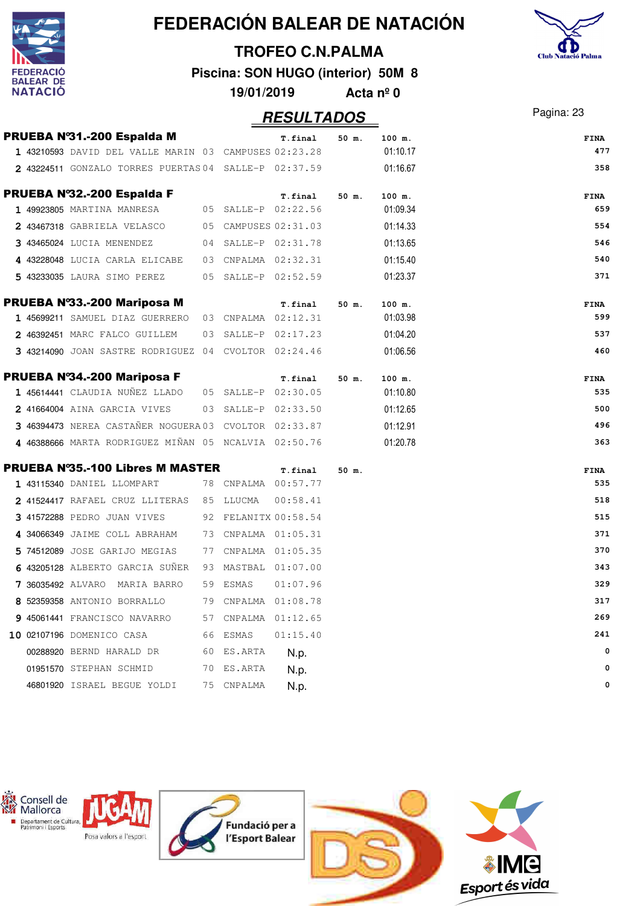# FEDERACIÓN BALEAR DE NATACIÓN

## TROFEO C.N.PALMA

**Piscina: SON HUGO (interior) 50M 8**

**19/01/2019 Acta nº 0**

## RESULTADOS

### PRUEBA Nº31.-200 Espalda M

| | Licencia | Nombre | Año | Club | T.final | 50 m. | 100 m. | FINA |
|---|---|---|---|---|---|---|---|---|
| 1 | 43210593 | DAVID DEL VALLE MARIN | 03 | CAMPUSES | 02:23.28 | | 01:10.17 | 477 |
| 2 | 43224511 | GONZALO TORRES PUERTAS | 04 | SALLE-P | 02:37.59 | | 01:16.67 | 358 |

### PRUEBA Nº32.-200 Espalda F

| | Licencia | Nombre | Año | Club | T.final | 50 m. | 100 m. | FINA |
|---|---|---|---|---|---|---|---|---|
| 1 | 49923805 | MARTINA MANRESA | 05 | SALLE-P | 02:22.56 | | 01:09.34 | 659 |
| 2 | 43467318 | GABRIELA VELASCO | 05 | CAMPUSES | 02:31.03 | | 01:14.33 | 554 |
| 3 | 43465024 | LUCIA MENENDEZ | 04 | SALLE-P | 02:31.78 | | 01:13.65 | 546 |
| 4 | 43228048 | LUCIA CARLA ELICABE | 03 | CNPALMA | 02:32.31 | | 01:15.40 | 540 |
| 5 | 43233035 | LAURA SIMO PEREZ | 05 | SALLE-P | 02:52.59 | | 01:23.37 | 371 |

### PRUEBA Nº33.-200 Mariposa M

| | Licencia | Nombre | Año | Club | T.final | 50 m. | 100 m. | FINA |
|---|---|---|---|---|---|---|---|---|
| 1 | 45699211 | SAMUEL DIAZ GUERRERO | 03 | CNPALMA | 02:12.31 | | 01:03.98 | 599 |
| 2 | 46392451 | MARC FALCO GUILLEM | 03 | SALLE-P | 02:17.23 | | 01:04.20 | 537 |
| 3 | 43214090 | JOAN SASTRE RODRIGUEZ | 04 | CVOLTOR | 02:24.46 | | 01:06.56 | 460 |

### PRUEBA Nº34.-200 Mariposa F

| | Licencia | Nombre | Año | Club | T.final | 50 m. | 100 m. | FINA |
|---|---|---|---|---|---|---|---|---|
| 1 | 45614441 | CLAUDIA NUÑEZ LLADO | 05 | SALLE-P | 02:30.05 | | 01:10.80 | 535 |
| 2 | 41664004 | AINA GARCIA VIVES | 03 | SALLE-P | 02:33.50 | | 01:12.65 | 500 |
| 3 | 46394473 | NEREA CASTAÑER NOGUERA | 03 | CVOLTOR | 02:33.87 | | 01:12.91 | 496 |
| 4 | 46388666 | MARTA RODRIGUEZ MIÑAN | 05 | NCALVIA | 02:50.76 | | 01:20.78 | 363 |

### PRUEBA Nº35.-100 Libres M MASTER

| | Licencia | Nombre | Año | Club | T.final | 50 m. | FINA |
|---|---|---|---|---|---|---|---|
| 1 | 43115340 | DANIEL LLOMPART | 78 | CNPALMA | 00:57.77 | | 535 |
| 2 | 41524417 | RAFAEL CRUZ LLITERAS | 85 | LLUCMA | 00:58.41 | | 518 |
| 3 | 41572288 | PEDRO JUAN VIVES | 92 | FELANITX | 00:58.54 | | 515 |
| 4 | 34066349 | JAIME COLL ABRAHAM | 73 | CNPALMA | 01:05.31 | | 371 |
| 5 | 74512089 | JOSE GARIJO MEGIAS | 77 | CNPALMA | 01:05.35 | | 370 |
| 6 | 43205128 | ALBERTO GARCIA SUÑER | 93 | MASTBAL | 01:07.00 | | 343 |
| 7 | 36035492 | ALVARO MARIA BARRO | 59 | ESMAS | 01:07.96 | | 329 |
| 8 | 52359358 | ANTONIO BORRALLO | 79 | CNPALMA | 01:08.78 | | 317 |
| 9 | 45061441 | FRANCISCO NAVARRO | 57 | CNPALMA | 01:12.65 | | 269 |
| 10 | 02107196 | DOMENICO CASA | 66 | ESMAS | 01:15.40 | | 241 |
| | 00288920 | BERND HARALD DR | 60 | ES.ARTA | N.p. | | 0 |
| | 01951570 | STEPHAN SCHMID | 70 | ES.ARTA | N.p. | | 0 |
| | 46801920 | ISRAEL BEGUE YOLDI | 75 | CNPALMA | N.p. | | 0 |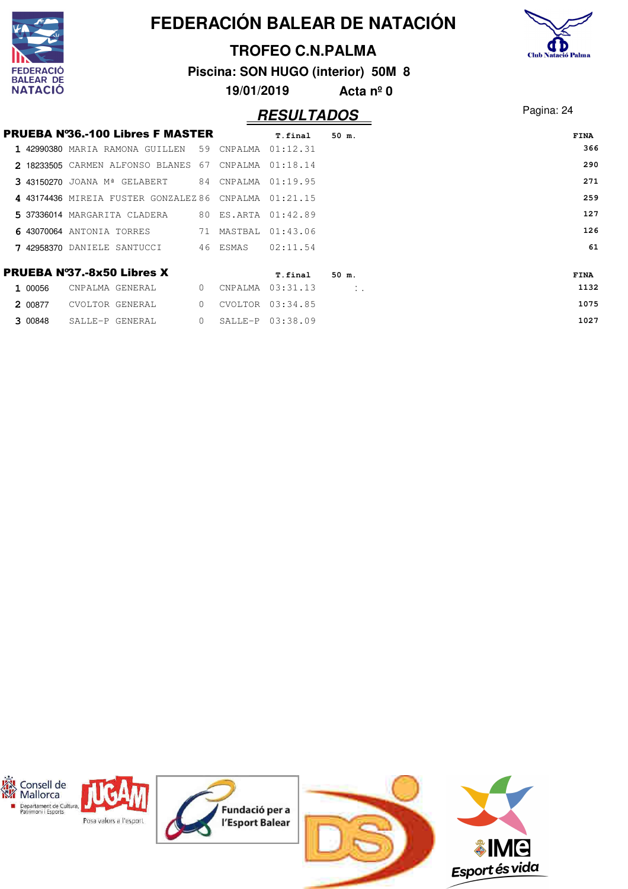# FEDERACIÓN BALEAR DE NATACIÓN

## TROFEO C.N.PALMA

**Piscina: SON HUGO (interior) 50M 8**

**19/01/2019 Acta nº 0**

## RESULTADOS

### PRUEBA Nº36.-100 Libres F MASTER

| | | | | | T.final | 50 m. | FINA |
|---|---|---|---|---|---|---|---|
| 1 | 42990380 | MARIA RAMONA GUILLEN | 59 | CNPALMA | 01:12.31 | | 366 |
| 2 | 18233505 | CARMEN ALFONSO BLANES | 67 | CNPALMA | 01:18.14 | | 290 |
| 3 | 43150270 | JOANA Mª GELABERT | 84 | CNPALMA | 01:19.95 | | 271 |
| 4 | 43174436 | MIREIA FUSTER GONZALEZ | 86 | CNPALMA | 01:21.15 | | 259 |
| 5 | 37336014 | MARGARITA CLADERA | 80 | ES.ARTA | 01:42.89 | | 127 |
| 6 | 43070064 | ANTONIA TORRES | 71 | MASTBAL | 01:43.06 | | 126 |
| 7 | 42958370 | DANIELE SANTUCCI | 46 | ESMAS | 02:11.54 | | 61 |

### PRUEBA Nº37.-8x50 Libres X

| | | | | | T.final | 50 m. | FINA |
|---|---|---|---|---|---|---|---|
| 1 | 00056 | CNPALMA GENERAL | 0 | CNPALMA | 03:31.13 | :. | 1132 |
| 2 | 00877 | CVOLTOR GENERAL | 0 | CVOLTOR | 03:34.85 | | 1075 |
| 3 | 00848 | SALLE-P GENERAL | 0 | SALLE-P | 03:38.09 | | 1027 |